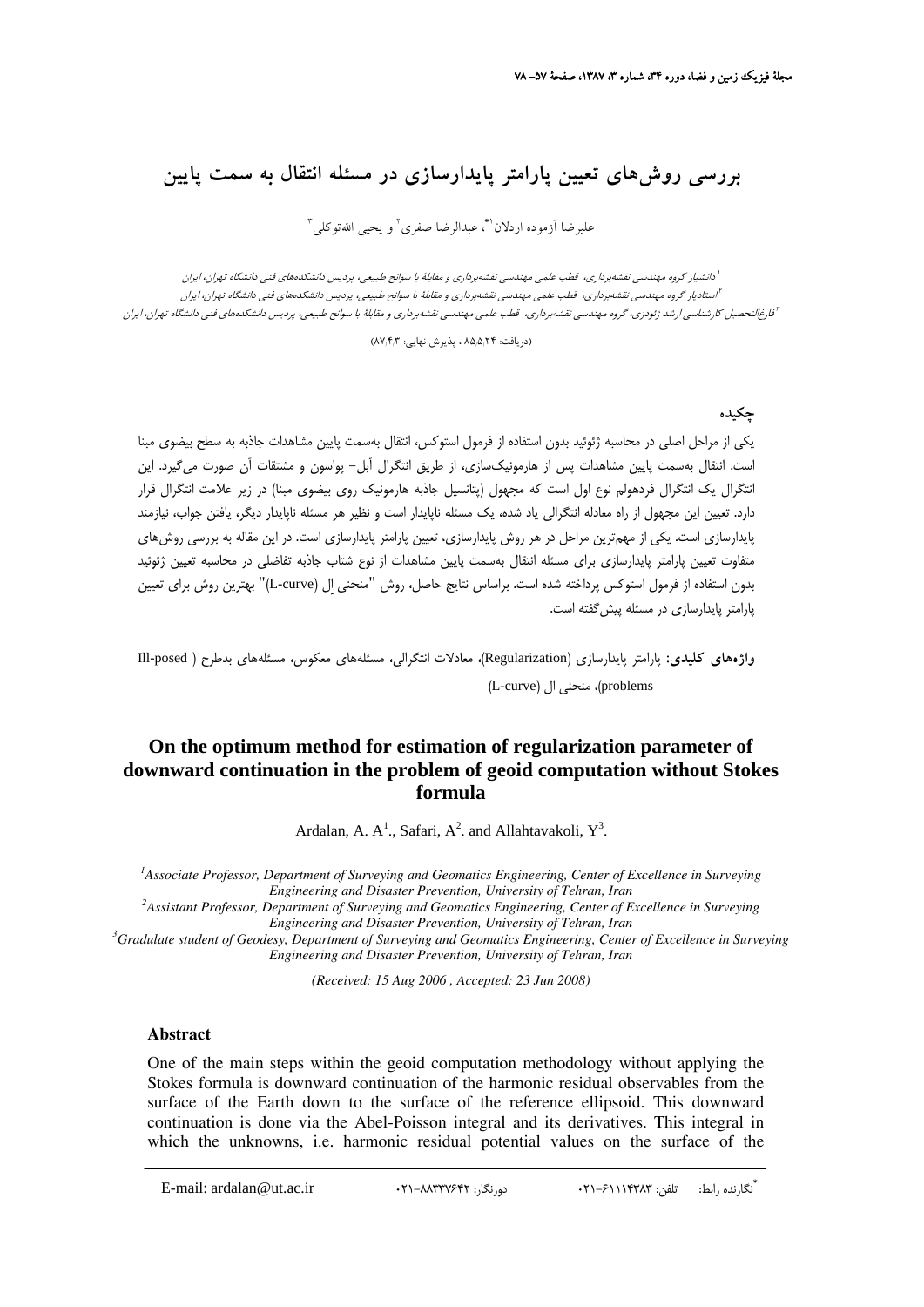# بررسی روش‌های تعیین پارامتر پایدارسازی در مسئله انتقال به سمت پایین

علیرضا آزموده اردلان[1*]، عبدالرضا صفری[2] و یحیی الله‌توکلی[3]

[1] دانشیار گروه مهندسی نقشه‌برداری، قطب علمی مهندسی نقشه‌برداری و مقابلهٔ با سوانح طبیعی، پردیس دانشکده‌های فنی دانشگاه تهران، ایران

[2] استادیار گروه مهندسی نقشه‌برداری، قطب علمی مهندسی نقشه‌برداری و مقابلهٔ با سوانح طبیعی، پردیس دانشکده‌های فنی دانشگاه تهران، ایران

[3] فارغ‌التحصیل کارشناسی ارشد ژئودزی، گروه مهندسی نقشه‌برداری، قطب علمی مهندسی نقشه‌برداری و مقابلهٔ با سوانح طبیعی، پردیس دانشکده‌های فنی دانشگاه تهران، ایران

(دریافت: ۸۵/۵/۲۴ ، پذیرش نهایی: ۸۷/۴/۳)

## چکیده

یکی از مراحل اصلی در محاسبه ژئوئید بدون استفاده از فرمول استوکس، انتقال به‌سمت پایین مشاهدات جاذبه به سطح بیضوی مبنا است. انتقال به‌سمت پایین مشاهدات پس از هارمونیک‌سازی، از طریق انتگرال آبل- پواسون و مشتقات آن صورت می‌گیرد. این انتگرال یک انتگرال فردهولم نوع اول است که مجهول (پتانسیل جاذبه هارمونیک روی بیضوی مبنا) در زیر علامت انتگرال قرار دارد. تعیین این مجهول از راه معادله انتگرالی یاد شده، یک مسئله ناپایدار است و نظیر هر مسئله ناپایدار دیگر، یافتن جواب، نیازمند پایدارسازی است. یکی از مهم‌ترین مراحل در هر روش پایدارسازی، تعیین پارامتر پایدارسازی است. در این مقاله به بررسی روش‌های متفاوت تعیین پارامتر پایدارسازی برای مسئله انتقال به‌سمت پایین مشاهدات از نوع شتاب جاذبه تفاضلی در محاسبه تعیین ژئوئید بدون استفاده از فرمول استوکس پرداخته شده است. براساس نتایج حاصل، روش "منحنی اِل (L-curve)" بهترین روش برای تعیین پارامتر پایدارسازی در مسئله پیش‌گفته است.

**واژه‌های کلیدی:** پارامتر پایدارسازی (Regularization)، معادلات انتگرالی، مسئله‌های معکوس، مسئله‌های بدطرح (Ill-posed problems)، منحنی ال (L-curve)

# On the optimum method for estimation of regularization parameter of downward continuation in the problem of geoid computation without Stokes formula

Ardalan, A. A[1]., Safari, A[2]. and Allahtavakoli, Y[3].

[1] *Associate Professor, Department of Surveying and Geomatics Engineering, Center of Excellence in Surveying Engineering and Disaster Prevention, University of Tehran, Iran*

[2] *Assistant Professor, Department of Surveying and Geomatics Engineering, Center of Excellence in Surveying Engineering and Disaster Prevention, University of Tehran, Iran*

[3] *Gradulate student of Geodesy, Department of Surveying and Geomatics Engineering, Center of Excellence in Surveying Engineering and Disaster Prevention, University of Tehran, Iran*

*(Received: 15 Aug 2006 , Accepted: 23 Jun 2008)*

### Abstract

One of the main steps within the geoid computation methodology without applying the Stokes formula is downward continuation of the harmonic residual observables from the surface of the Earth down to the surface of the reference ellipsoid. This downward continuation is done via the Abel-Poisson integral and its derivatives. This integral in which the unknowns, i.e. harmonic residual potential values on the surface of the

---

\* نگارنده رابط: تلفن: ۶۱۱۱۴۳۸۳-۰۲۱ دورنگار: ۸۸۳۳۷۶۴۲-۰۲۱ E-mail: ardalan@ut.ac.ir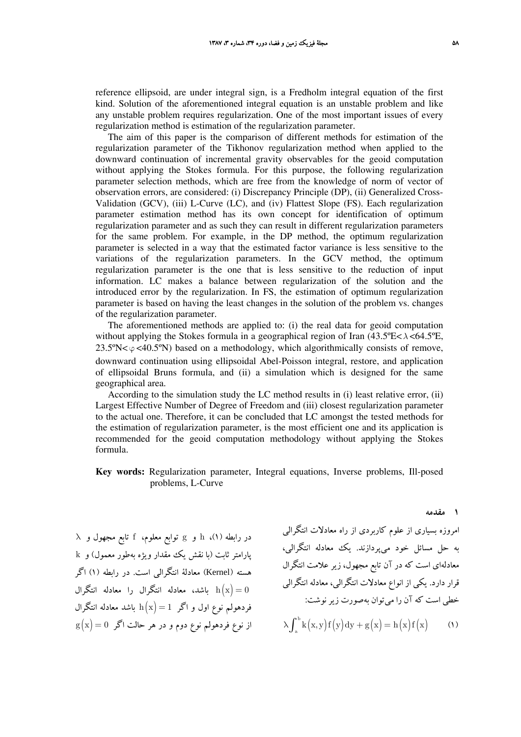reference ellipsoid, are under integral sign, is a Fredholm integral equation of the first kind. Solution of the aforementioned integral equation is an unstable problem and like any unstable problem requires regularization. One of the most important issues of every regularization method is estimation of the regularization parameter.

The aim of this paper is the comparison of different methods for estimation of the regularization parameter of the Tikhonov regularization method when applied to the downward continuation of incremental gravity observables for the geoid computation without applying the Stokes formula. For this purpose, the following regularization parameter selection methods, which are free from the knowledge of norm of vector of observation errors, are considered: (i) Discrepancy Principle (DP), (ii) Generalized Cross-Validation (GCV), (iii) L-Curve (LC), and (iv) Flattest Slope (FS). Each regularization parameter estimation method has its own concept for identification of optimum regularization parameter and as such they can result in different regularization parameters for the same problem. For example, in the DP method, the optimum regularization parameter is selected in a way that the estimated factor variance is less sensitive to the variations of the regularization parameters. In the GCV method, the optimum regularization parameter is the one that is less sensitive to the reduction of input information. LC makes a balance between regularization of the solution and the introduced error by the regularization. In FS, the estimation of optimum regularization parameter is based on having the least changes in the solution of the problem vs. changes of the regularization parameter.

The aforementioned methods are applied to: (i) the real data for geoid computation without applying the Stokes formula in a geographical region of Iran (43.5ºE< $\lambda$ <64.5ºE, 23.5ºN< $\varphi$ <40.5ºN) based on a methodology, which algorithmically consists of remove, downward continuation using ellipsoidal Abel-Poisson integral, restore, and application of ellipsoidal Bruns formula, and (ii) a simulation which is designed for the same geographical area.

According to the simulation study the LC method results in (i) least relative error, (ii) Largest Effective Number of Degree of Freedom and (iii) closest regularization parameter to the actual one. Therefore, it can be concluded that LC amongst the tested methods for the estimation of regularization parameter, is the most efficient one and its application is recommended for the geoid computation methodology without applying the Stokes formula.

**Key words:** Regularization parameter, Integral equations, Inverse problems, Ill-posed problems, L-Curve

## ۱ مقدمه

امروزه بسیاری از علوم کاربردی از راه معادلات انتگرالی به حل مسائل خود می‌پردازند. یک معادله انتگرالی، معادله‌ای است که در آن تابع مجهول، زیر علامت انتگرال قرار دارد. یکی از انواع معادلات انتگرالی، معادله انتگرالی خطی است که آن را می‌توان به‌صورت زیر نوشت:

$$\lambda\int_{a}^{b}k\left(x,y\right)f\left(y\right)dy+g\left(x\right)=h\left(x\right)f\left(x\right) \qquad (۱)$$

در رابطه (۱)، h و g توابع معلوم، f تابع مجهول و $\lambda$ پارامتر ثابت (با نقش یک مقدار ویژه به‌طور معمول) و k هسته (Kernel) معادلهٔ انتگرالی است. در رابطه (۱) اگر $h\left(x\right)=0$ باشد، معادله انتگرال را معادله انتگرال فردهولم نوع اول و اگر $h\left(x\right)=1$ باشد معادله انتگرال از نوع فردهولم نوع دوم و در هر حالت اگر $g\left(x\right)=0$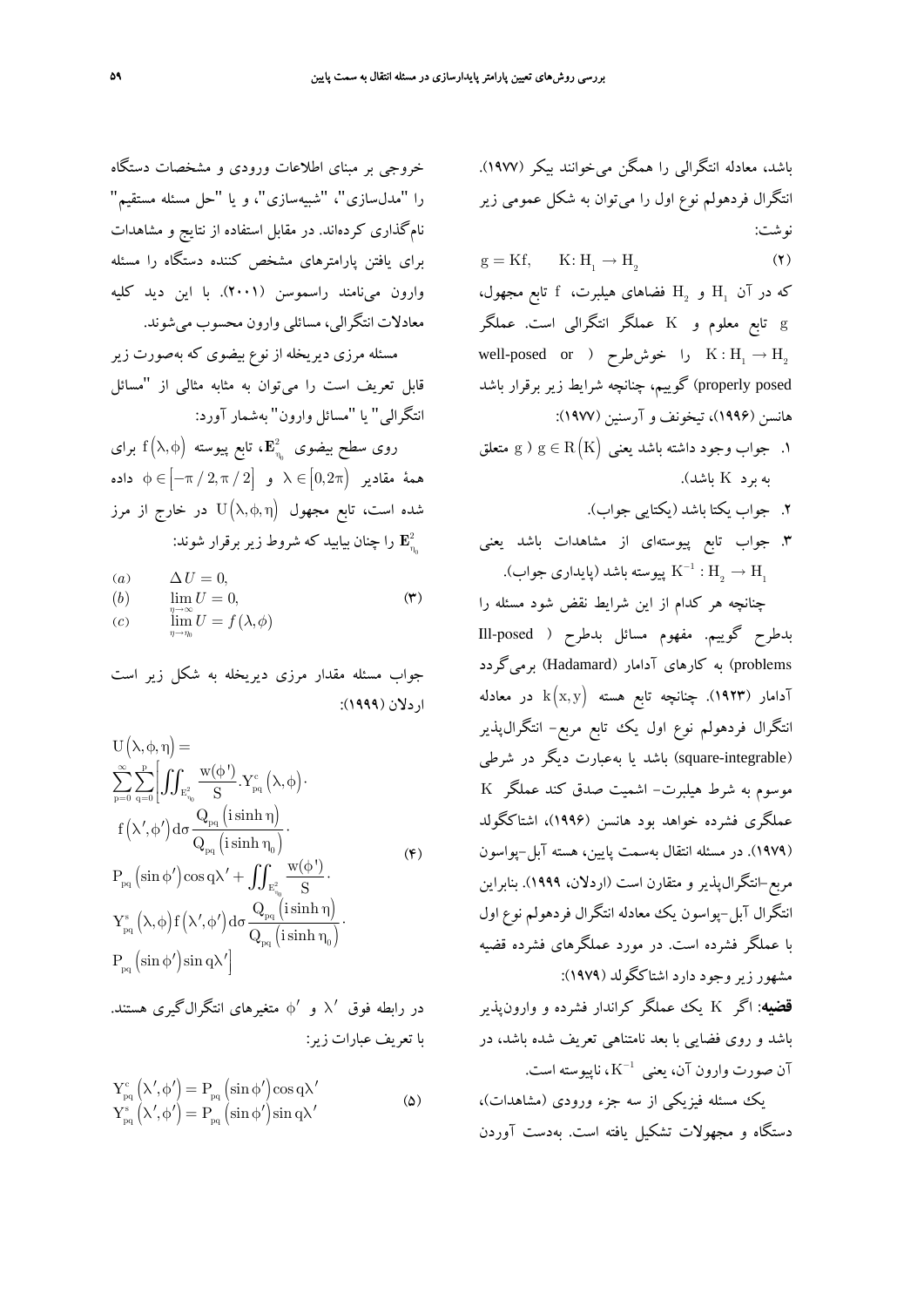باشد، معادله انتگرالی را همگن می‌خوانند بیکر (۱۹۷۷). انتگرال فردهولم نوع اول را می‌توان به شکل عمومی زیر نوشت:

$$g = Kf, \qquad K: H_1 \rightarrow H_2 \tag{۲}$$

که در آن $H_1$ و $H_2$ فضاهای هیلبرت، $f$ تابع مجهول، $g$ تابع معلوم و $K$ عملگر انتگرالی است. عملگر $K: H_1 \rightarrow H_2$ را خوش‌طرح ( well-posed or properly posed) گوییم، چنانچه شرایط زیر برقرار باشد هانسن (۱۹۹۶)، تیخونف و آرسنین (۱۹۷۷):

۱. جواب وجود داشته باشد یعنی $g \in R(K)$ ( $g$ متعلق به برد $K$ باشد).

۲. جواب یکتا باشد (یکتایی جواب).

۳. جواب تابع پیوسته‌ای از مشاهدات باشد یعنی $K^{-1}: H_2 \rightarrow H_1$ پیوسته باشد (پایداری جواب).

چنانچه هر کدام از این شرایط نقض شود مسئله را بدطرح گوییم. مفهوم مسائل بدطرح ( Ill-posed problems) به کارهای آدامار (Hadamard) برمی‌گردد آدامار (۱۹۲۳). چنانچه تابع هسته $k(x,y)$ در معادله انتگرال فردهولم نوع اول یک تابع مربع- انتگرال‌پذیر (square-integrable) باشد یا به‌عبارت دیگر در شرطی موسوم به شرط هیلبرت- اشمیت صدق کند عملگر $K$ عملگری فشرده خواهد بود هانسن (۱۹۹۶)، اشتاکگولد (۱۹۷۹). در مسئله انتقال به‌سمت پایین، هسته آبل-پواسون مربع-انتگرال‌پذیر و متقارن است (اردلان، ۱۹۹۹). بنابراین انتگرال آبل-پواسون یک معادله انتگرال فردهولم نوع اول با عملگر فشرده است. در مورد عملگرهای فشرده قضیه مشهور زیر وجود دارد اشتاکگولد (۱۹۷۹):

**قضیه**: اگر $K$ یک عملگر کراندار فشرده و وارون‌پذیر باشد و روی فضایی با بعد نامتناهی تعریف شده باشد، در آن صورت وارون آن، یعنی $K^{-1}$، ناپیوسته است.

یک مسئله فیزیکی از سه جزء ورودی (مشاهدات)، دستگاه و مجهولات تشکیل یافته است. به‌دست آوردن خروجی بر مبنای اطلاعات ورودی و مشخصات دستگاه را "مدل‌سازی"، "شبیه‌سازی"، و یا "حل مسئله مستقیم" نام‌گذاری کرده‌اند. در مقابل استفاده از نتایج و مشاهدات برای یافتن پارامترهای مشخص کننده دستگاه را مسئله وارون می‌نامند راسموسن (۲۰۰۱). با این دید کلیه معادلات انتگرالی، مسائلی وارون محسوب می‌شوند.

مسئله مرزی دیریخله از نوع بیضوی که به‌صورت زیر قابل تعریف است را می‌توان به مثابه مثالی از "مسائل انتگرالی" یا "مسائل وارون" به‌شمار آورد:

روی سطح بیضوی $\mathbf{E}^2_{\eta_0}$، تابع پیوسته $f(\lambda,\phi)$ برای همهٔ مقادیر $\lambda \in [0,2\pi)$ و $\phi \in [-\pi/2,\pi/2]$ داده شده است، تابع مجهول $U(\lambda,\phi,\eta)$ در خارج از مرز $\mathbf{E}^2_{\eta_0}$ را چنان بیابید که شرایط زیر برقرار شوند:

$$\begin{aligned}
&(a) \qquad \Delta U = 0,\\
&(b) \qquad \lim_{\eta\to\infty} U = 0,\\
&(c) \qquad \lim_{\eta\to\eta_0} U = f(\lambda,\phi)
\end{aligned} \tag{۳}$$

جواب مسئله مقدار مرزی دیریخله به شکل زیر است اردلان (۱۹۹۹):

$$\begin{aligned}
&U(\lambda,\phi,\eta) = \\
&\sum_{p=0}^{\infty}\sum_{q=0}^{p}\Bigg[\iint_{E^2_{\eta_0}} \frac{w(\phi')}{S}.Y^c_{pq}(\lambda,\phi)\cdot \\
&f(\lambda',\phi')\,d\sigma \frac{Q_{pq}(i\sinh\eta)}{Q_{pq}(i\sinh\eta_0)}\cdot \\
&P_{pq}(\sin\phi')\cos q\lambda' + \iint_{E^2_{\eta_0}} \frac{w(\phi')}{S}\cdot \\
&Y^s_{pq}(\lambda,\phi) f(\lambda',\phi')\,d\sigma \frac{Q_{pq}(i\sinh\eta)}{Q_{pq}(i\sinh\eta_0)}\cdot \\
&P_{pq}(\sin\phi')\sin q\lambda'\Bigg]
\end{aligned} \tag{۴}$$

در رابطه فوق $\lambda'$ و $\phi'$ متغیرهای انتگرال‌گیری هستند. با تعریف عبارات زیر:

$$\begin{aligned}
Y^c_{pq}(\lambda',\phi') &= P_{pq}(\sin\phi')\cos q\lambda'\\
Y^s_{pq}(\lambda',\phi') &= P_{pq}(\sin\phi')\sin q\lambda'
\end{aligned} \tag{۵}$$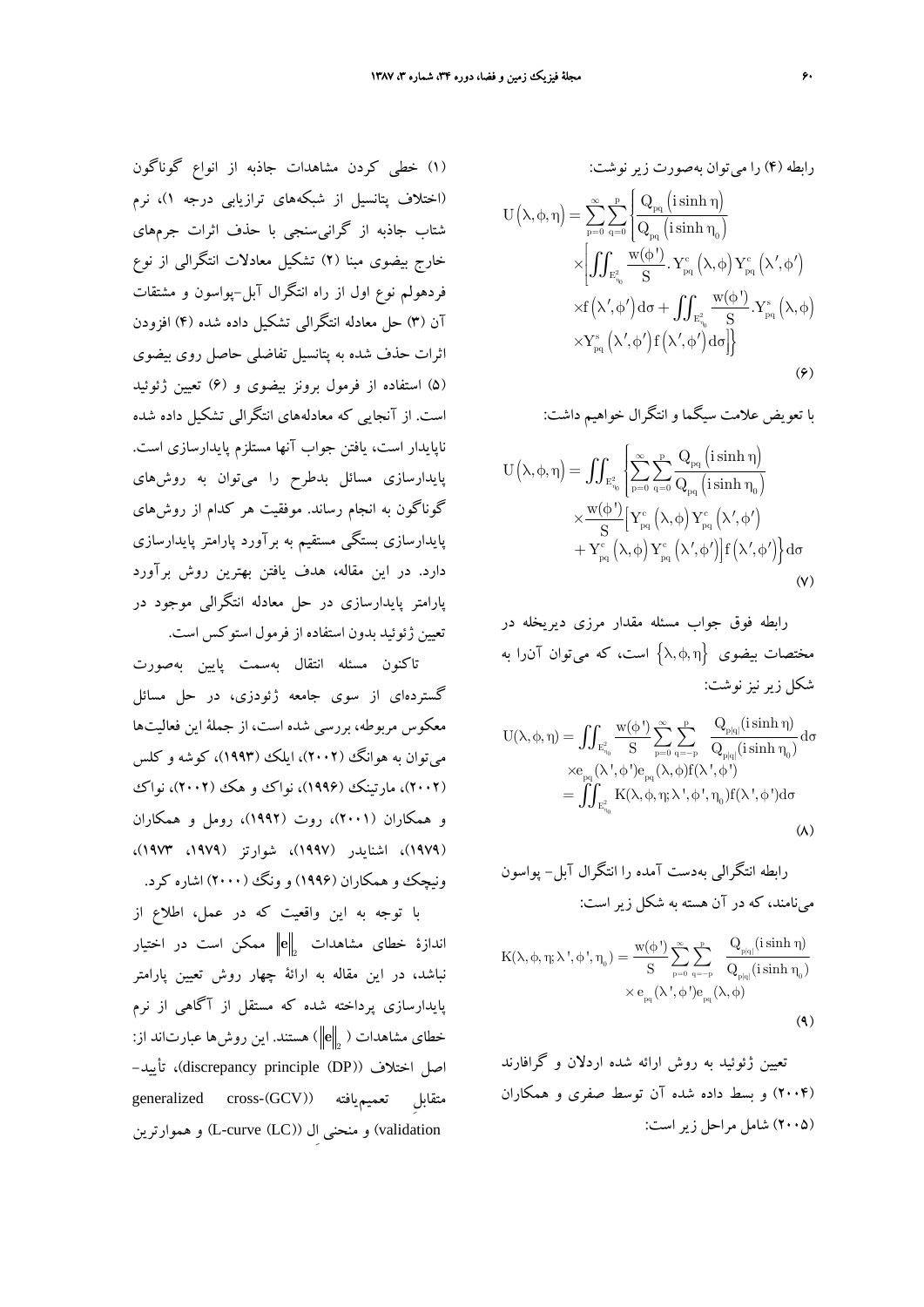رابطه (۴) را می‌توان به‌صورت زیر نوشت:

$$U\left(\lambda,\phi,\eta\right)=\sum_{p=0}^{\infty}\sum_{q=0}^{p}\left\{\frac{Q_{pq}\left(i\sinh\eta\right)}{Q_{pq}\left(i\sinh\eta_0\right)}\times\left[\iint_{E_{\eta_0}^2}\frac{w(\phi')}{S}.Y_{pq}^{c}\left(\lambda,\phi\right)Y_{pq}^{c}\left(\lambda',\phi'\right)\times f\left(\lambda',\phi'\right)d\sigma+\iint_{E_{\eta_0}^2}\frac{w(\phi')}{S}.Y_{pq}^{s}\left(\lambda,\phi\right)\times Y_{pq}^{s}\left(\lambda',\phi'\right)f\left(\lambda',\phi'\right)d\sigma\right]\right\} \tag{۶}$$

با تعویض علامت سیگما و انتگرال خواهیم داشت:

$$U\left(\lambda,\phi,\eta\right)=\iint_{E_{\eta_0}^2}\left\{\sum_{p=0}^{\infty}\sum_{q=0}^{p}\frac{Q_{pq}\left(i\sinh\eta\right)}{Q_{pq}\left(i\sinh\eta_0\right)}\times\frac{w(\phi')}{S}\left[Y_{pq}^{c}\left(\lambda,\phi\right)Y_{pq}^{c}\left(\lambda',\phi'\right)+Y_{pq}^{c}\left(\lambda,\phi\right)Y_{pq}^{c}\left(\lambda',\phi'\right)\right]f\left(\lambda',\phi'\right)\right\}d\sigma \tag{۷}$$

رابطه فوق جواب مسئله مقدار مرزی دیریخله در مختصات بیضوی $\left\{\lambda,\phi,\eta\right\}$ است، که می‌توان آن‌را به شکل زیر نیز نوشت:

$$U(\lambda,\phi,\eta)=\iint_{E_{\eta_0}^2}\frac{w(\phi')}{S}\sum_{p=0}^{\infty}\sum_{q=-p}^{p}\frac{Q_{p|q|}(i\sinh\eta)}{Q_{p|q|}(i\sinh\eta_0)}d\sigma\times e_{pq}(\lambda',\phi')e_{pq}(\lambda,\phi)f(\lambda',\phi')=\iint_{E_{\eta_0}^2}K(\lambda,\phi,\eta;\lambda',\phi',\eta_0)f(\lambda',\phi')d\sigma \tag{۸}$$

رابطه انتگرالی به‌دست آمده را انتگرال آبل- پواسون می‌نامند، که در آن هسته به شکل زیر است:

$$K(\lambda,\phi,\eta;\lambda',\phi',\eta_0)=\frac{w(\phi')}{S}\sum_{p=0}^{\infty}\sum_{q=-p}^{p}\frac{Q_{p|q|}(i\sinh\eta)}{Q_{p|q|}(i\sinh\eta_0)}\times e_{pq}(\lambda',\phi')e_{pq}(\lambda,\phi) \tag{۹}$$

تعیین ژئوئید به روش ارائه شده اردلان و گرافارند (۲۰۰۴) و بسط داده شده آن توسط صفری و همکاران (۲۰۰۵) شامل مراحل زیر است:

(۱) خطی کردن مشاهدات جاذبه از انواع گوناگون (اختلاف پتانسیل از شبکه‌های ترازیابی درجه ۱)، نرم شتاب جاذبه از گرانی‌سنجی با حذف اثرات جرم‌های خارج بیضوی مبنا (۲) تشکیل معادلات انتگرالی از نوع فردهولم نوع اول از راه انتگرال آبل-پواسون و مشتقات آن (۳) حل معادله انتگرالی تشکیل داده شده (۴) افزودن اثرات حذف شده به پتانسیل تفاضلی حاصل روی بیضوی (۵) استفاده از فرمول برونز بیضوی و (۶) تعیین ژئوئید است. از آنجایی که معادله‌های انتگرالی تشکیل داده شده ناپایدار است، یافتن جواب آنها مستلزم پایدارسازی است. پایدارسازی مسائل بدطرح را می‌توان به روش‌های گوناگون به انجام رساند. موفقیت هر کدام از روش‌های پایدارسازی بستگی مستقیم به برآورد پارامتر پایدارسازی دارد. در این مقاله، هدف یافتن بهترین روش برآورد پارامتر پایدارسازی در حل معادله انتگرالی موجود در تعیین ژئوئید بدون استفاده از فرمول استوکس است.

تاکنون مسئله انتقال به‌سمت پایین به‌صورت گسترده‌ای از سوی جامعه ژئودزی، در حل مسائل معکوس مربوطه، بررسی شده است، از جملهٔ این فعالیت‌ها می‌توان به هوانگ (۲۰۰۲)، ایلک (۱۹۹۳)، کوشه و کلس (۲۰۰۲)، مارتینک (۱۹۹۶)، نواک و هک (۲۰۰۲)، نواک و همکاران (۲۰۰۱)، روت (۱۹۹۲)، رومل و همکاران (۱۹۷۹)، اشنایدر (۱۹۹۷)، شوارتز (۱۹۷۹، ۱۹۷۳)، ونیچک و همکاران (۱۹۹۶) و ونگ (۲۰۰۰) اشاره کرد.

با توجه به این واقعیت که در عمل، اطلاع از اندازهٔ خطای مشاهدات $\|e\|_2$ ممکن است در اختیار نباشد، در این مقاله به ارائهٔ چهار روش تعیین پارامتر پایدارسازی پرداخته شده که مستقل از آگاهی از نرم خطای مشاهدات ($\|e\|_2$) هستند. این روش‌ها عبارت‌اند از: اصل اختلاف (discrepancy principle (DP))، تأیید- متقابلِ تعمیم‌یافته (generalized cross-validation (GCV)) و منحنیِ ال (L-curve (LC)) و هموارترین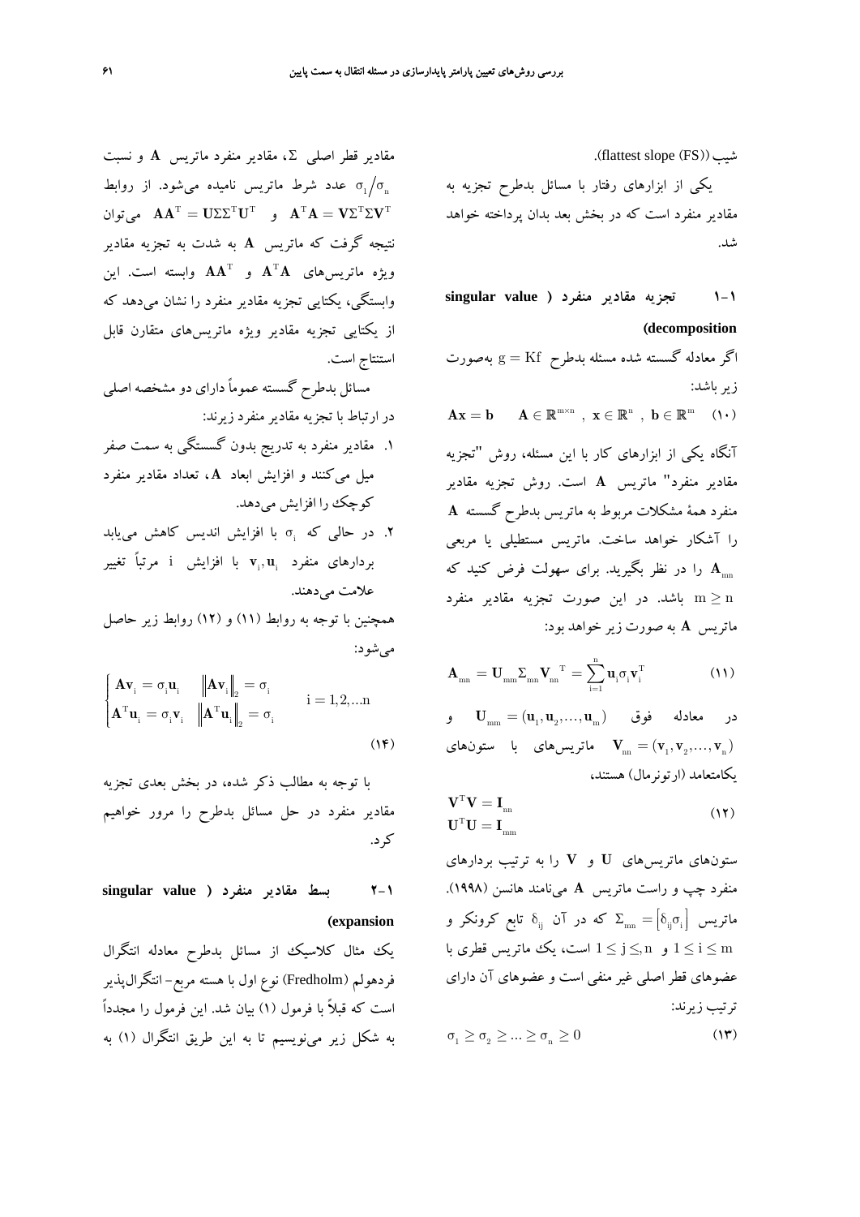شیب (flattest slope (FS)).

یکی از ابزارهای رفتار با مسائل بدطرح تجزیه به مقادیر منفرد است که در بخش بعد بدان پرداخته خواهد شد.

## ۱-۱ تجزیه مقادیر منفرد (singular value decomposition)

اگر معادله گسسته شده مسئله بدطرح $g = Kf$ به‌صورت زیر باشد:

$$\mathbf{Ax} = \mathbf{b} \quad \mathbf{A} \in \mathbb{R}^{m \times n}\ ,\ \mathbf{x} \in \mathbb{R}^{n}\ ,\ \mathbf{b} \in \mathbb{R}^{m} \qquad (۱۰)$$

آنگاه یکی از ابزارهای کار با این مسئله، روش "تجزیه مقادیر منفرد" ماتریس $\mathbf{A}$ است. روش تجزیه مقادیر منفرد همهٔ مشکلات مربوط به ماتریس بدطرح گسسته $\mathbf{A}$ را آشکار خواهد ساخت. ماتریس مستطیلی یا مربعی $\mathbf{A}_{mn}$ را در نظر بگیرید. برای سهولت فرض کنید که $m \geq n$ باشد. در این صورت تجزیه مقادیر منفرد ماتریس $\mathbf{A}$ به صورت زیر خواهد بود:

$$\mathbf{A}_{mn} = \mathbf{U}_{mm}\Sigma_{mn}\mathbf{V}_{nn}^{\ T} = \sum_{i=1}^{n}\mathbf{u}_i\sigma_i\mathbf{v}_i^{T} \qquad (۱۱)$$

در معادله فوق $\mathbf{U}_{mm} = (\mathbf{u}_1, \mathbf{u}_2, \ldots, \mathbf{u}_m)$ و $\mathbf{V}_{nn} = (\mathbf{v}_1, \mathbf{v}_2, \ldots, \mathbf{v}_n)$ ماتریس‌های با ستون‌های یکامتعامد (ارتونرمال) هستند،

$$\begin{aligned} \mathbf{V}^{T}\mathbf{V} &= \mathbf{I}_{nn} \\ \mathbf{U}^{T}\mathbf{U} &= \mathbf{I}_{mm} \end{aligned} \qquad (۱۲)$$

ستون‌های ماتریس‌های $\mathbf{U}$ و $\mathbf{V}$ را به ترتیب بردارهای منفرد چپ و راست ماتریس $\mathbf{A}$ می‌نامند هانسن (۱۹۹۸). ماتریس $\Sigma_{mn} = \left[\delta_{ij}\sigma_i\right]$ که در آن $\delta_{ij}$ تابع کرونکر و $1 \leq i \leq m$ و $1 \leq j \leq n$ است، یک ماتریس قطری با عضوهای قطر اصلی غیر منفی است و عضوهای آن دارای ترتیب زیرند:

$$\sigma_1 \geq \sigma_2 \geq \ldots \geq \sigma_n \geq 0 \qquad (۱۳)$$

مقادیر قطر اصلی $\Sigma$، مقادیر منفرد ماتریس $\mathbf{A}$ و نسبت $\sigma_1/\sigma_n$ عدد شرط ماتریس نامیده می‌شود. از روابط $\mathbf{A}\mathbf{A}^{T} = \mathbf{U}\Sigma\Sigma^{T}\mathbf{U}^{T}$ و $\mathbf{A}^{T}\mathbf{A} = \mathbf{V}\Sigma^{T}\Sigma\mathbf{V}^{T}$ می‌توان نتیجه گرفت که ماتریس $\mathbf{A}$ به شدت به تجزیه مقادیر ویژه ماتریس‌های $\mathbf{A}^{T}\mathbf{A}$ و $\mathbf{A}\mathbf{A}^{T}$ وابسته است. این وابستگی، یکتایی تجزیه مقادیر منفرد را نشان می‌دهد که از یکتایی تجزیه مقادیر ویژه ماتریس‌های متقارن قابل استنتاج است.

مسائل بدطرح گسسته عموماً دارای دو مشخصه اصلی در ارتباط با تجزیه مقادیر منفرد زیرند:

۱. مقادیر منفرد به تدریج بدون گسستگی به سمت صفر میل می‌کنند و افزایش ابعاد $\mathbf{A}$، تعداد مقادیر منفرد کوچک را افزایش می‌دهد.

۲. در حالی که $\sigma_i$ با افزایش اندیس کاهش می‌یابد بردارهای منفرد $\mathbf{v}_i, \mathbf{u}_i$ با افزایش $i$ مرتباً تغییر علامت می‌دهند.

همچنین با توجه به روابط (۱۱) و (۱۲) روابط زیر حاصل می‌شود:

$$\begin{cases} \mathbf{A}\mathbf{v}_i = \sigma_i\mathbf{u}_i & \left\|\mathbf{A}\mathbf{v}_i\right\|_2 = \sigma_i \\ \mathbf{A}^{T}\mathbf{u}_i = \sigma_i\mathbf{v}_i & \left\|\mathbf{A}^{T}\mathbf{u}_i\right\|_2 = \sigma_i \end{cases} \quad i = 1, 2, \ldots n \qquad (۱۴)$$

با توجه به مطالب ذکر شده، در بخش بعدی تجزیه مقادیر منفرد در حل مسائل بدطرح را مرور خواهیم کرد.

## ۲-۱ بسط مقادیر منفرد (singular value expansion)

یک مثال کلاسیک از مسائل بدطرح معادله انتگرال فردهولم (Fredholm) نوع اول با هسته مربع- انتگرال‌پذیر است که قبلاً با فرمول (۱) بیان شد. این فرمول را مجدداً به شکل زیر می‌نویسیم تا به این طریق انتگرال (۱) به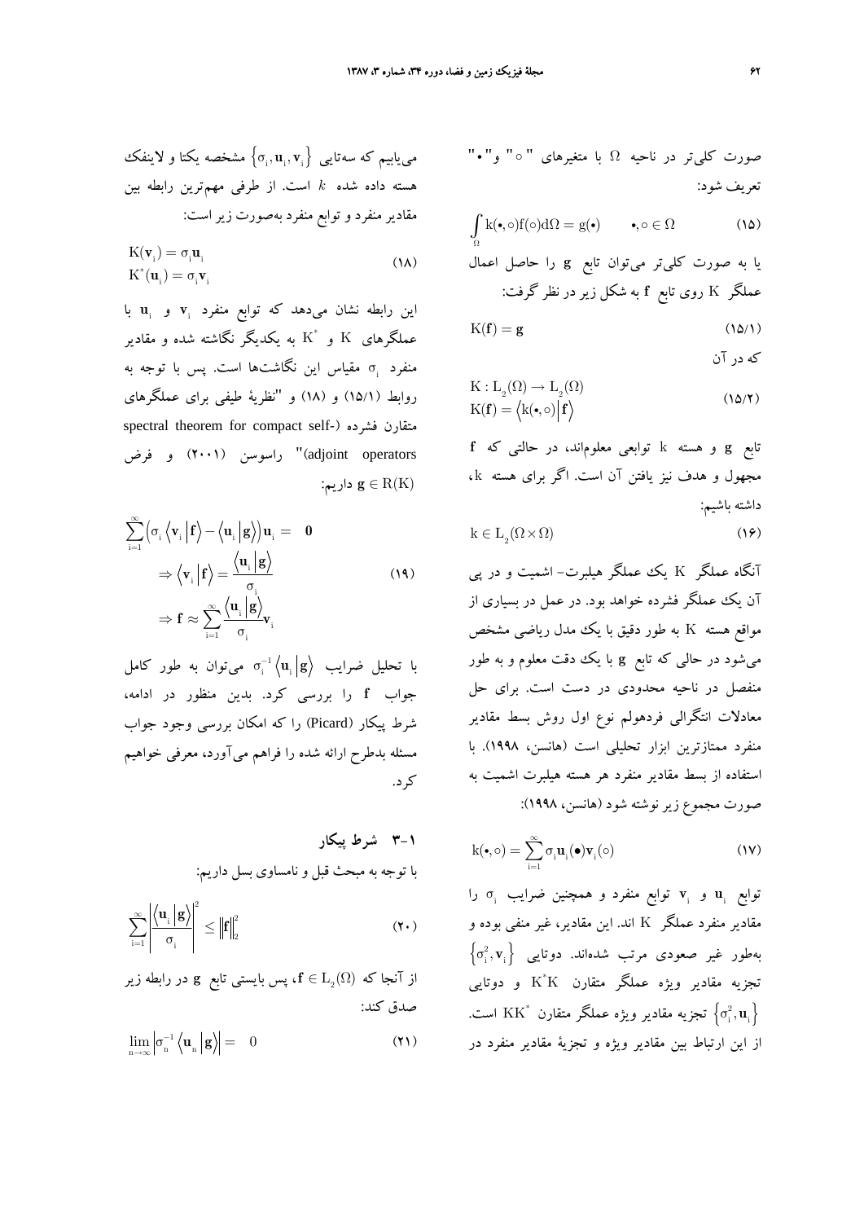صورت کلی‌تر در ناحیه $\Omega$ با متغیرهای "$\circ$" و"$\bullet$" تعریف شود:

$$\int_{\Omega} k(\bullet,\circ)f(\circ)d\Omega = g(\bullet) \qquad \bullet,\circ \in \Omega \tag{۱۵}$$

یا به صورت کلی‌تر می‌توان تابع $\mathbf{g}$ را حاصل اعمال عملگر $K$ روی تابع $\mathbf{f}$ به شکل زیر در نظر گرفت:

$$K(\mathbf{f}) = \mathbf{g} \tag{۱۵/۱}$$

که در آن

$$\begin{aligned} &K : L_2(\Omega) \to L_2(\Omega) \\ &K(\mathbf{f}) = \left\langle k(\bullet,\circ) \middle| \mathbf{f} \right\rangle \end{aligned} \tag{۱۵/۲}$$

تابع $\mathbf{g}$ و هسته $k$ توابعی معلوم‌اند، در حالتی که $\mathbf{f}$ مجهول و هدف نیز یافتن آن است. اگر برای هسته $k$، داشته باشیم:

$$k \in L_2(\Omega \times \Omega) \tag{۱۶}$$

آنگاه عملگر $K$ یک عملگر هیلبرت- اشمیت و در پی آن یک عملگر فشرده خواهد بود. در عمل در بسیاری از مواقع هسته $K$ به طور دقیق با یک مدل ریاضی مشخص می‌شود در حالی که تابع $\mathbf{g}$ با یک دقت معلوم و به طور منفصل در ناحیه محدودی در دست است. برای حل معادلات انتگرالی فردهولم نوع اول روش بسط مقادیر منفرد ممتازترین ابزار تحلیلی است (هانسن، ۱۹۹۸). با استفاده از بسط مقادیر منفرد هر هسته هیلبرت اشمیت به صورت مجموع زیر نوشته شود (هانسن، ۱۹۹۸):

$$k(\bullet,\circ) = \sum_{i=1}^{\infty} \sigma_i \mathbf{u}_i(\bullet)\mathbf{v}_i(\circ) \tag{۱۷}$$

توابع $\mathbf{u}_i$ و $\mathbf{v}_i$ توابع منفرد و همچنین ضرایب $\sigma_i$ را مقادیر منفرد عملگر $K$ اند. این مقادیر، غیر منفی بوده و به‌طور غیر صعودی مرتب شده‌اند. دوتایی $\left\{\sigma_i^2, \mathbf{v}_i\right\}$ تجزیه مقادیر ویژه عملگر متقارن $K^*K$ و دوتایی $\left\{\sigma_i^2, \mathbf{u}_i\right\}$ تجزیه مقادیر ویژه عملگر متقارن $KK^*$ است. از این ارتباط بین مقادیر ویژه و تجزیهٔ مقادیر منفرد در می‌یابیم که سه‌تایی $\left\{\sigma_i, \mathbf{u}_i, \mathbf{v}_i\right\}$ مشخصه یکتا و لاینفک هسته داده شده $k$ است. از طرفی مهم‌ترین رابطه بین مقادیر منفرد و توابع منفرد به‌صورت زیر است:

$$\begin{aligned} &K(\mathbf{v}_i) = \sigma_i \mathbf{u}_i \\ &K^*(\mathbf{u}_i) = \sigma_i \mathbf{v}_i \end{aligned} \tag{۱۸}$$

این رابطه نشان می‌دهد که توابع منفرد $\mathbf{v}_i$ و $\mathbf{u}_i$ با عملگرهای $K$ و $K^*$ به یکدیگر نگاشته شده و مقادیر منفرد $\sigma_i$ مقیاس این نگاشت‌ها است. پس با توجه به روابط (۱۵/۱) و (۱۸) و "نظریهٔ طیفی برای عملگرهای متقارن فشرده (spectral theorem for compact self-adjoint operators)" راسوسن (۲۰۰۱) و فرض $\mathbf{g} \in R(K)$ داریم:

$$\begin{aligned} &\sum_{i=1}^{\infty}\left(\sigma_i\left\langle \mathbf{v}_i \middle| \mathbf{f}\right\rangle - \left\langle \mathbf{u}_i \middle| \mathbf{g}\right\rangle\right)\mathbf{u}_i = \mathbf{0} \\ &\Rightarrow \left\langle \mathbf{v}_i \middle| \mathbf{f}\right\rangle = \frac{\left\langle \mathbf{u}_i \middle| \mathbf{g}\right\rangle}{\sigma_i} \\ &\Rightarrow \mathbf{f} \approx \sum_{i=1}^{\infty}\frac{\left\langle \mathbf{u}_i \middle| \mathbf{g}\right\rangle}{\sigma_i}\mathbf{v}_i \end{aligned} \tag{۱۹}$$

با تحلیل ضرایب $\sigma_i^{-1}\left\langle \mathbf{u}_i \middle| \mathbf{g}\right\rangle$ می‌توان به طور کامل جواب $\mathbf{f}$ را بررسی کرد. بدین منظور در ادامه، شرط پیکار (Picard) را که امکان بررسی وجود جواب مسئله بدطرح ارائه شده را فراهم می‌آورد، معرفی خواهیم کرد.

### ۳-۱ شرط پیکار

با توجه به مبحث قبل و نامساوی بسل داریم:

$$\sum_{i=1}^{\infty}\left|\frac{\left\langle \mathbf{u}_i \middle| \mathbf{g}\right\rangle}{\sigma_i}\right|^2 \leq \left\|\mathbf{f}\right\|_2^2 \tag{۲۰}$$

از آنجا که $\mathbf{f} \in L_2(\Omega)$، پس بایستی تابع $\mathbf{g}$ در رابطه زیر صدق کند:

$$\lim_{n\to\infty}\left|\sigma_n^{-1}\left\langle \mathbf{u}_n \middle| \mathbf{g}\right\rangle\right| = 0 \tag{۲۱}$$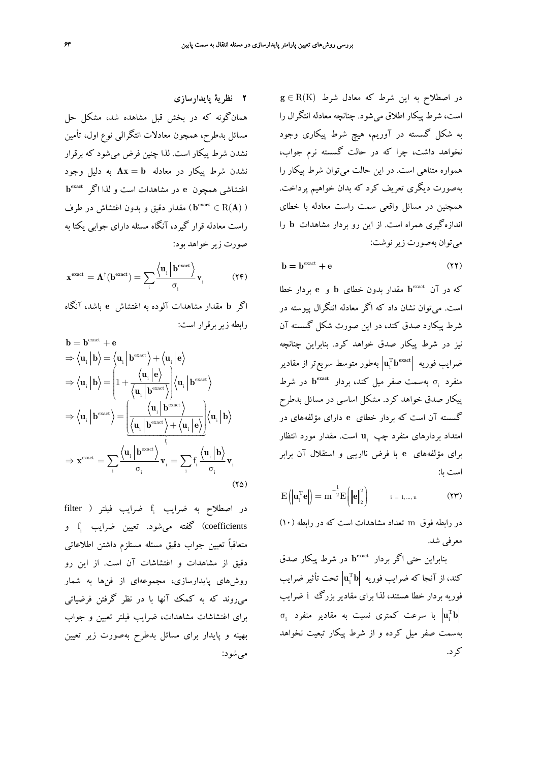در اصطلاح به این شرط که معادل شرط $\mathbf{g} \in R(K)$ است، شرط پیکار اطلاق می‌شود. چنانچه معادله انتگرال را به شکل گسسته در آوریم، هیچ شرط پیکاری وجود نخواهد داشت، چرا که در حالت گسسته نرم جواب، همواره متناهی است. در این حالت می‌توان شرط پیکار را به‌صورت دیگری تعریف کرد که بدان خواهیم پرداخت. همچنین در مسائل واقعی سمت راست معادله با خطای اندازه‌گیری همراه است. از این رو بردار مشاهدات $\mathbf{b}$ را می‌توان به‌صورت زیر نوشت:

$$\mathbf{b} = \mathbf{b}^{\text{exact}} + \mathbf{e} \tag{۲۲}$$

که در آن $\mathbf{b}^{\text{exact}}$ مقدار بدون خطای $\mathbf{b}$ و $\mathbf{e}$ بردار خطا است. می‌توان نشان داد که اگر معادله انتگرال پیوسته در شرط پیکارد صدق کند، در این صورت شکل گسسته آن نیز در شرط پیکار صدق خواهد کرد. بنابراین چنانچه ضرایب فوریه $\left|\mathbf{u}_i^T \mathbf{b}^{\mathbf{exact}}\right|$ به‌طور متوسط سریع‌تر از مقادیر منفرد $\sigma_i$ به‌سمت صفر میل کند، بردار $\mathbf{b}^{\mathbf{exact}}$ در شرط پیکار صدق خواهد کرد. مشکل اساسی در مسائل بدطرح گسسته آن است که بردار خطای $\mathbf{e}$ دارای مؤلفه‌های در امتداد بردارهای منفرد چپ $\mathbf{u}_i$ است. مقدار مورد انتظار برای مؤلفه‌های $\mathbf{e}$ با فرض نااریبی و استقلال آن برابر است با:

$$E\left(\left|\mathbf{u}_i^T \mathbf{e}\right|\right) = m^{-\frac{1}{2}} E\left(\left\|\mathbf{e}\right\|_2^2\right) \qquad i = 1, \dots, n \tag{۲۳}$$

در رابطه فوق $m$ تعداد مشاهدات است که در رابطه (۱۰) معرفی شد.

بنابراین حتی اگر بردار $\mathbf{b}^{\mathbf{exact}}$ در شرط پیکار صدق کند، از آنجا که ضرایب فوریه $\left|\mathbf{u}_i^T \mathbf{b}\right|$ تحت تأثیر ضرایب فوریه بردار خطا هستند، لذا برای مقادیر بزرگ $i$ ضرایب $\left|\mathbf{u}_i^T \mathbf{b}\right|$ با سرعت کمتری نسبت به مقادیر منفرد $\sigma_i$ به‌سمت صفر میل کرده و از شرط پیکار تبعیت نخواهد کرد.

## ۲ نظریهٔ پایدارسازی

همان‌گونه که در بخش قبل مشاهده شد، مشکل حل مسائل بدطرح، همچون معادلات انتگرالی نوع اول، تأمین نشدن شرط پیکار است. لذا چنین فرض می‌شود که برقرار نشدن شرط پیکار در معادله $\mathbf{Ax} = \mathbf{b}$ به دلیل وجود اغتشاشی همچون $\mathbf{e}$ در مشاهدات است و لذا اگر $\mathbf{b}^{\mathbf{exact}}$ ($\mathbf{b}^{\mathbf{exact}} \in R(\mathbf{A})$) مقدار دقیق و بدون اغتشاش در طرف راست معادله قرار گیرد، آنگاه مسئله دارای جوابی یکتا به صورت زیر خواهد بود:

$$\mathbf{x}^{\mathbf{exact}} = \mathbf{A}^{\dagger}(\mathbf{b}^{\mathbf{exact}}) = \sum_i \frac{\left\langle \mathbf{u}_i \middle| \mathbf{b}^{\mathbf{exact}} \right\rangle}{\sigma_i} \mathbf{v}_i \tag{۲۴}$$

اگر $\mathbf{b}$ مقدار مشاهدات آلوده به اغتشاش $\mathbf{e}$ باشد، آنگاه رابطه زیر برقرار است:

$$\begin{aligned}
&\mathbf{b} = \mathbf{b}^{\text{exact}} + \mathbf{e} \\
&\Rightarrow \left\langle \mathbf{u}_i \middle| \mathbf{b} \right\rangle = \left\langle \mathbf{u}_i \middle| \mathbf{b}^{\text{exact}} \right\rangle + \left\langle \mathbf{u}_i \middle| \mathbf{e} \right\rangle \\
&\Rightarrow \left\langle \mathbf{u}_i \middle| \mathbf{b} \right\rangle = \left(1 + \frac{\left\langle \mathbf{u}_i \middle| \mathbf{e} \right\rangle}{\left\langle \mathbf{u}_i \middle| \mathbf{b}^{\text{exact}} \right\rangle}\right) \left\langle \mathbf{u}_i \middle| \mathbf{b}^{\text{exact}} \right\rangle \\
&\Rightarrow \left\langle \mathbf{u}_i \middle| \mathbf{b}^{\text{exact}} \right\rangle = \underbrace{\left(\frac{\left\langle \mathbf{u}_i \middle| \mathbf{b}^{\text{exact}} \right\rangle}{\left\langle \mathbf{u}_i \middle| \mathbf{b}^{\text{exact}} \right\rangle + \left\langle \mathbf{u}_i \middle| \mathbf{e} \right\rangle}\right)}_{f_i} \left\langle \mathbf{u}_i \middle| \mathbf{b} \right\rangle \\
&\Rightarrow \mathbf{x}^{\text{exact}} = \sum_i \frac{\left\langle \mathbf{u}_i \middle| \mathbf{b}^{\text{exact}} \right\rangle}{\sigma_i} \mathbf{v}_i = \sum_i f_i \frac{\left\langle \mathbf{u}_i \middle| \mathbf{b} \right\rangle}{\sigma_i} \mathbf{v}_i
\end{aligned} \tag{۲۵}$$

در اصطلاح به ضرایب $f_i$ ضرایب فیلتر (filter coefficients) گفته می‌شود. تعیین ضرایب $f_i$ و متعاقباً تعیین جواب دقیق مسئله مستلزم داشتن اطلاعاتی دقیق از مشاهدات و اغتشاشات آن است. از این رو روش‌های پایدارسازی، مجموعه‌ای از فن‌ها به شمار می‌روند که به کمک آنها با در نظر گرفتن فرضیاتی برای اغتشاشات مشاهدات، ضرایب فیلتر تعیین و جواب بهینه و پایدار برای مسائل بدطرح به‌صورت زیر تعیین می‌شود: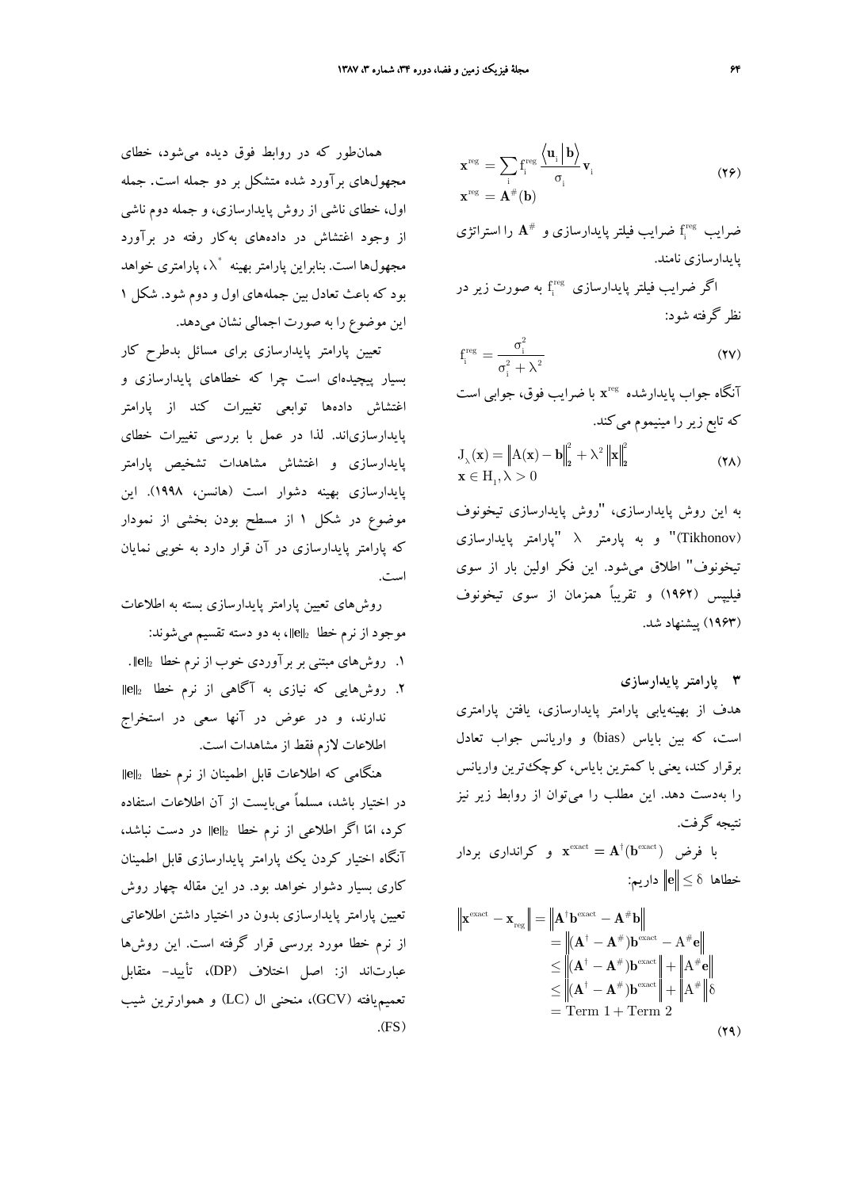$$\mathbf{x}^{\text{reg}} = \sum_{i} f_i^{\text{reg}} \frac{\langle \mathbf{u}_i | \mathbf{b} \rangle}{\sigma_i} \mathbf{v}_i$$
$$\mathbf{x}^{\text{reg}} = \mathbf{A}^{\#}(\mathbf{b}) \tag{۲۶}$$

ضرایب $f_i^{\text{reg}}$ ضرایب فیلتر پایدارسازی و $\mathbf{A}^{\#}$ را استراتژی پایدارسازی نامند.

اگر ضرایب فیلتر پایدارسازی $f_i^{\text{reg}}$ به صورت زیر در نظر گرفته شود:

$$f_i^{\text{reg}} = \frac{\sigma_i^2}{\sigma_i^2 + \lambda^2} \tag{۲۷}$$

آنگاه جواب پایدارشده $\mathbf{x}^{\text{reg}}$ با ضرایب فوق، جوابی است که تابع زیر را مینیمم می‌کند.

$$J_\lambda(\mathbf{x}) = \left\| A(\mathbf{x}) - \mathbf{b} \right\|_2^2 + \lambda^2 \left\| \mathbf{x} \right\|_2^2$$
$$\mathbf{x} \in H_1, \lambda > 0 \tag{۲۸}$$

به این روش پایدارسازی، "روش پایدارسازی تیخونوف (Tikhonov)" و به پارمتر $\lambda$ "پارامتر پایدارسازی تیخونوف" اطلاق می‌شود. این فکر اولین بار از سوی فیلیپس (۱۹۶۲) و تقریباً همزمان از سوی تیخونوف (۱۹۶۳) پیشنهاد شد.

## ۳ پارامتر پایدارسازی

هدف از بهینه‌یابی پارامتر پایدارسازی، یافتن پارامتری است، که بین بایاس (bias) و واریانس جواب تعادل برقرار کند، یعنی با کمترین بایاس، کوچک‌ترین واریانس را به‌دست دهد. این مطلب را می‌توان از روابط زیر نیز نتیجه گرفت.

با فرض $\mathbf{x}^{\text{exact}} = \mathbf{A}^{\dagger}(\mathbf{b}^{\text{exact}})$ و کرانداری بردار خطاها $\left\| \mathbf{e} \right\| \leq \delta$ داریم:

$$\begin{aligned}
\left\| \mathbf{x}^{\text{exact}} - \mathbf{x}_{\text{reg}} \right\| &= \left\| \mathbf{A}^{\dagger}\mathbf{b}^{\text{exact}} - \mathbf{A}^{\#}\mathbf{b} \right\| \\
&= \left\| (\mathbf{A}^{\dagger} - \mathbf{A}^{\#})\mathbf{b}^{\text{exact}} - A^{\#}\mathbf{e} \right\| \\
&\leq \left\| (\mathbf{A}^{\dagger} - \mathbf{A}^{\#})\mathbf{b}^{\text{exact}} \right\| + \left\| A^{\#}\mathbf{e} \right\| \\
&\leq \left\| (\mathbf{A}^{\dagger} - \mathbf{A}^{\#})\mathbf{b}^{\text{exact}} \right\| + \left\| A^{\#} \right\| \delta \\
&= \text{Term 1} + \text{Term 2}
\end{aligned} \tag{۲۹}$$

همان‌طور که در روابط فوق دیده می‌شود، خطای مجهول‌های برآورد شده متشکل بر دو جمله است. جمله اول، خطای ناشی از روش پایدارسازی، و جمله دوم ناشی از وجود اغتشاش در داده‌های به‌کار رفته در برآورد مجهول‌ها است. بنابراین پارامتر بهینه $\lambda^*$، پارامتری خواهد بود که باعث تعادل بین جمله‌های اول و دوم شود. شکل ۱ این موضوع را به صورت اجمالی نشان می‌دهد.

تعیین پارامتر پایدارسازی برای مسائل بدطرح کار بسیار پیچیده‌ای است چرا که خطاهای پایدارسازی و اغتشاش داده‌ها توابعی تغییرات کند از پارامتر پایدارسازی‌اند. لذا در عمل با بررسی تغییرات خطای پایدارسازی و اغتشاش مشاهدات تشخیص پارامتر پایدارسازی بهینه دشوار است (هانسن، ۱۹۹۸). این موضوع در شکل ۱ از مسطح بودن بخشی از نمودار که پارامتر پایدارسازی در آن قرار دارد به خوبی نمایان است.

روش‌های تعیین پارامتر پایدارسازی بسته به اطلاعات موجود از نرم خطا $\|e\|_2$، به دو دسته تقسیم می‌شوند:

۱. روش‌های مبتنی بر برآوردی خوب از نرم خطا $\|e\|_2$.

۲. روش‌هایی که نیازی به آگاهی از نرم خطا $\|e\|_2$ ندارند، و در عوض در آنها سعی در استخراج اطلاعات لازم فقط از مشاهدات است.

هنگامی که اطلاعات قابل اطمینان از نرم خطا $\|e\|_2$ در اختیار باشد، مسلماً می‌بایست از آن اطلاعات استفاده کرد، امّا اگر اطلاعی از نرم خطا $\|e\|_2$ در دست نباشد، آنگاه اختیار کردن یک پارامتر پایدارسازی قابل اطمینان کاری بسیار دشوار خواهد بود. در این مقاله چهار روش تعیین پارامتر پایدارسازی بدون در اختیار داشتن اطلاعاتی از نرم خطا مورد بررسی قرار گرفته است. این روش‌ها عبارت‌اند از: اصل اختلاف (DP)، تأیید- متقابل تعمیم‌یافته (GCV)، منحنی ال (LC) و هموارترین شیب (FS).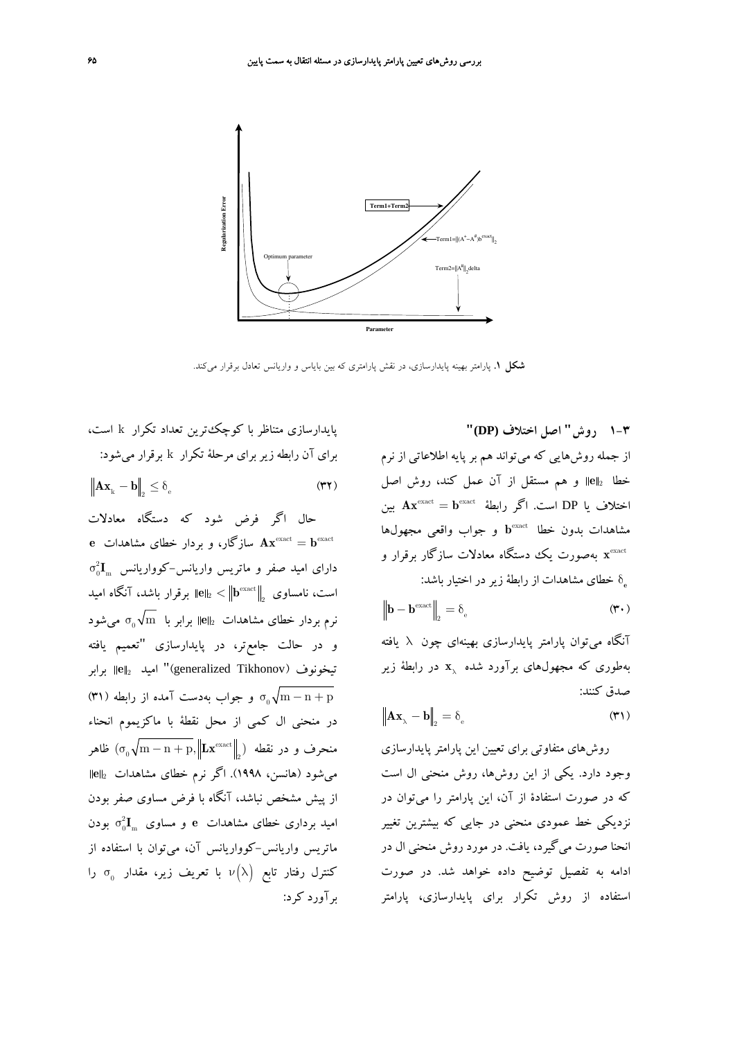**شکل ۱.** پارامتر بهینه پایدارسازی، در نقش پارامتری که بین بایاس و واریانس تعادل برقرار می‌کند.

### ۳-۱ روش "اصل اختلاف (DP)"

از جمله روش‌هایی که می‌تواند هم بر پایه اطلاعاتی از نرم خطا $\|\mathbf{e}\|_2$ و هم مستقل از آن عمل کند، روش اصل اختلاف یا DP است. اگر رابطهٔ $\mathbf{A}\mathbf{x}^{\text{exact}} = \mathbf{b}^{\text{exact}}$ بین مشاهدات بدون خطا $\mathbf{b}^{\text{exact}}$ و جواب واقعی مجهول‌ها $\mathbf{x}^{\text{exact}}$ به‌صورت یک دستگاه معادلات سازگار برقرار و $\delta_e$ خطای مشاهدات از رابطهٔ زیر در اختیار باشد:

$$\left\|\mathbf{b} - \mathbf{b}^{\text{exact}}\right\|_2 = \delta_e \tag{۳۰}$$

آنگاه می‌توان پارامتر پایدارسازی بهینه‌ای چون $\lambda$ یافته به‌طوری که مجهول‌های برآورد شده $\mathbf{x}_\lambda$ در رابطهٔ زیر صدق کنند:

$$\left\|\mathbf{A}\mathbf{x}_\lambda - \mathbf{b}\right\|_2 = \delta_e \tag{۳۱}$$

روش‌های متفاوتی برای تعیین این پارامتر پایدارسازی وجود دارد. یکی از این روش‌ها، روش منحنی ال است که در صورت استفادهٔ از آن، این پارامتر را می‌توان در نزدیکی خط عمودی منحنی در جایی که بیشترین تغییر انحنا صورت می‌گیرد، یافت. در مورد روش منحنی ال در ادامه به تفصیل توضیح داده خواهد شد. در صورت استفاده از روش تکرار برای پایدارسازی، پارامتر پایدارسازی متناظر با کوچک‌ترین تعداد تکرار $k$ است، برای آن رابطه زیر برای مرحلهٔ تکرار $k$ برقرار می‌شود:

$$\left\|\mathbf{A}\mathbf{x}_k - \mathbf{b}\right\|_2 \leq \delta_e \tag{۳۲}$$

حال اگر فرض شود که دستگاه معادلات $\mathbf{A}\mathbf{x}^{\text{exact}} = \mathbf{b}^{\text{exact}}$ سازگار، و بردار خطای مشاهدات $\mathbf{e}$ دارای امید صفر و ماتریس واریانس-کوواریانس $\sigma_0^2\mathbf{I}_m$ است، نامساوی $\|\mathbf{e}\|_2 < \left\|\mathbf{b}^{\text{exact}}\right\|_2$ برقرار باشد، آنگاه امید نرم بردار خطای مشاهدات $\|\mathbf{e}\|_2$ برابر با $\sigma_0\sqrt{m}$ می‌شود و در حالت جامع‌تر، در پایدارسازی "تعمیم یافته تیخونوف (generalized Tikhonov)" امید $\|\mathbf{e}\|_2$ برابر $\sigma_0\sqrt{m-n+p}$ و جواب به‌دست آمده از رابطه (۳۱) در منحنی ال کمی از محل نقطهٔ با ماکزیموم انحناء منحرف و در نقطه $\left(\sigma_0\sqrt{m-n+p}, \left\|\mathbf{L}\mathbf{x}^{\text{exact}}\right\|_2\right)$ ظاهر می‌شود (هانسن، ۱۹۹۸). اگر نرم خطای مشاهدات $\|\mathbf{e}\|_2$ از پیش مشخص نباشد، آنگاه با فرض مساوی صفر بودن امید برداری خطای مشاهدات $\mathbf{e}$ و مساوی $\sigma_0^2\mathbf{I}_m$ بودن ماتریس واریانس-کوواریانس آن، می‌توان با استفاده از کنترل رفتار تابع $\nu(\lambda)$ با تعریف زیر، مقدار $\sigma_0$ را برآورد کرد: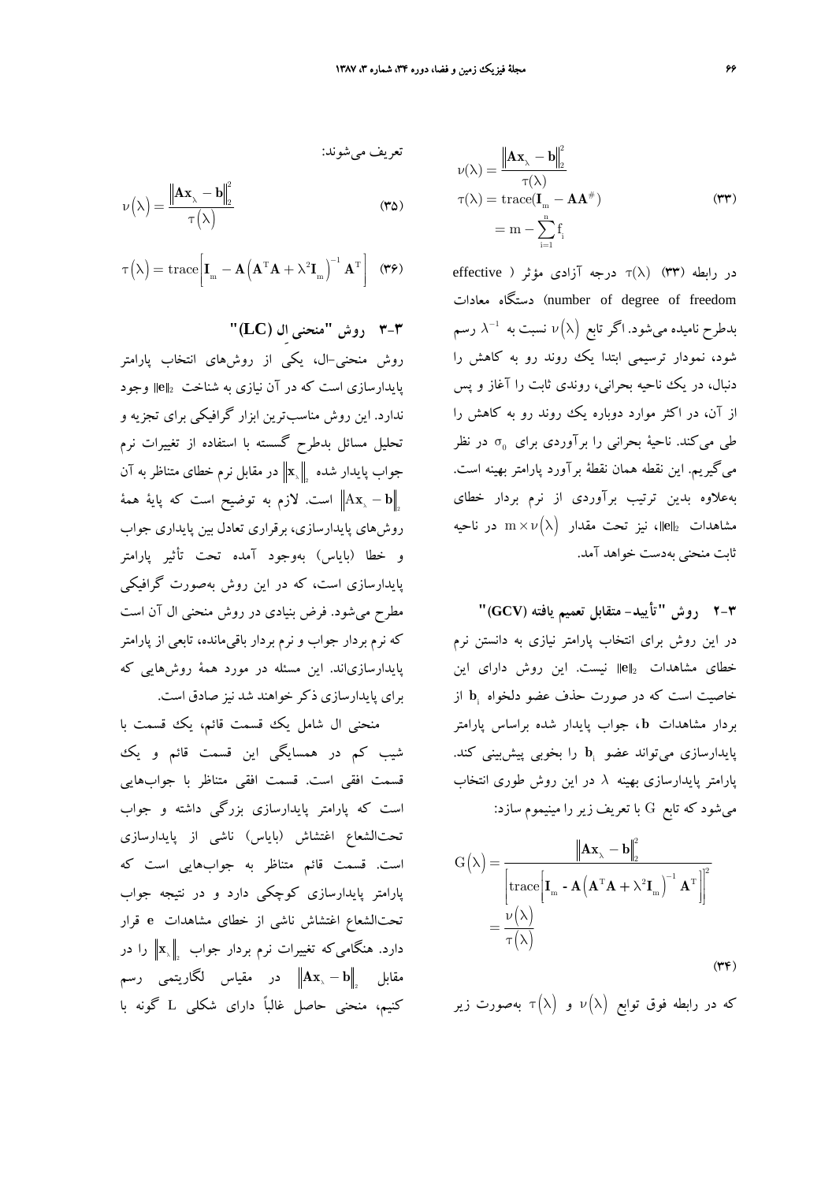$$\nu(\lambda) = \frac{\left\|\mathbf{Ax}_{\lambda} - \mathbf{b}\right\|_2^2}{\tau(\lambda)}$$

$$\tau(\lambda) = \mathrm{trace}(\mathbf{I}_m - \mathbf{AA}^{\#}) = m - \sum_{i=1}^{n} f_i \qquad (۳۳)$$

در رابطه (۳۳) $\tau(\lambda)$ درجه آزادی مؤثر (effective number of degree of freedom) دستگاه معادلات بدطرح نامیده می‌شود. اگر تابع $\nu(\lambda)$ نسبت به $\lambda^{-1}$ رسم شود، نمودار ترسیمی ابتدا یک روند رو به کاهش را دنبال، در یک ناحیه بحرانی، روندی ثابت را آغاز و پس از آن، در اکثر موارد دوباره یک روند رو به کاهش را طی می‌کند. ناحیهٔ بحرانی را برآوردی برای $\sigma_0$ در نظر می‌گیریم. این نقطه همان نقطهٔ برآورد پارامتر بهینه است. به‌علاوه بدین ترتیب برآوردی از نرم بردار خطای مشاهدات $\|e\|_2$، نیز تحت مقدار $m \times \nu(\lambda)$ در ناحیه ثابت منحنی به‌دست خواهد آمد.

### ۳-۲ روش "تأیید- متقابل تعمیم یافته (GCV)"

در این روش برای انتخاب پارامتر نیازی به دانستن نرم خطای مشاهدات $\|e\|_2$ نیست. این روش دارای این خاصیت است که در صورت حذف عضو دلخواه $\mathbf{b}_i$ از بردار مشاهدات $\mathbf{b}$، جواب پایدار شده براساس پارامتر پایدارسازی می‌تواند عضو $\mathbf{b}_i$ را بخوبی پیش‌بینی کند. پارامتر پایدارسازی بهینه $\lambda$ در این روش طوری انتخاب می‌شود که تابع $G$ با تعریف زیر را مینیموم سازد:

$$G(\lambda) = \frac{\left\|\mathbf{Ax}_{\lambda} - \mathbf{b}\right\|_2^2}{\left[\mathrm{trace}\left[\mathbf{I}_m - \mathbf{A}\left(\mathbf{A}^T\mathbf{A} + \lambda^2\mathbf{I}_m\right)^{-1}\mathbf{A}^T\right]\right]^2} = \frac{\nu(\lambda)}{\tau(\lambda)} \qquad (۳۴)$$

که در رابطه فوق توابع $\nu(\lambda)$ و $\tau(\lambda)$ به‌صورت زیر تعریف می‌شوند:

$$\nu(\lambda) = \frac{\left\|\mathbf{Ax}_{\lambda} - \mathbf{b}\right\|_2^2}{\tau(\lambda)} \qquad (۳۵)$$

$$\tau(\lambda) = \mathrm{trace}\left[\mathbf{I}_m - \mathbf{A}\left(\mathbf{A}^T\mathbf{A} + \lambda^2\mathbf{I}_m\right)^{-1}\mathbf{A}^T\right] \qquad (۳۶)$$

### ۳-۳ روش "منحنی ال (LC)"

روش منحنی-ال، یکی از روش‌های انتخاب پارامتر پایدارسازی است که در آن نیازی به شناخت $\|e\|_2$ وجود ندارد. این روش مناسب‌ترین ابزار گرافیکی برای تجزیه و تحلیل مسائل بدطرح گسسته با استفاده از تغییرات نرم جواب پایدار شده $\|\mathbf{x}_{\lambda}\|_2$ در مقابل نرم خطای متناظر به آن $\|\mathbf{Ax}_{\lambda} - \mathbf{b}\|_2$ است. لازم به توضیح است که پایهٔ همهٔ روش‌های پایدارسازی، برقراری تعادل بین پایداری جواب و خطا (بایاس) به‌وجود آمده تحت تأثیر پارامتر پایدارسازی است، که در این روش به‌صورت گرافیکی مطرح می‌شود. فرض بنیادی در روش منحنی ال آن است که نرم بردار جواب و نرم بردار باقی‌مانده، تابعی از پارامتر پایدارسازی‌اند. این مسئله در مورد همهٔ روش‌هایی که برای پایدارسازی ذکر خواهند شد نیز صادق است.

منحنی ال شامل یک قسمت قائم، یک قسمت با شیب کم در همسایگی این قسمت قائم و یک قسمت افقی است. قسمت افقی متناظر با جواب‌هایی است که پارامتر پایدارسازی بزرگی داشته و جواب تحت‌الشعاع اغتشاش (بایاس) ناشی از پایدارسازی است. قسمت قائم متناظر به جواب‌هایی است که پارامتر پایدارسازی کوچکی دارد و در نتیجه جواب تحت‌الشعاع اغتشاش ناشی از خطای مشاهدات $\mathbf{e}$ قرار دارد. هنگامی‌که تغییرات نرم بردار جواب $\|\mathbf{x}_{\lambda}\|_2$ را در مقابل $\|\mathbf{Ax}_{\lambda} - \mathbf{b}\|_2$ در مقیاس لگاریتمی رسم کنیم، منحنی حاصل غالباً دارای شکلی L گونه با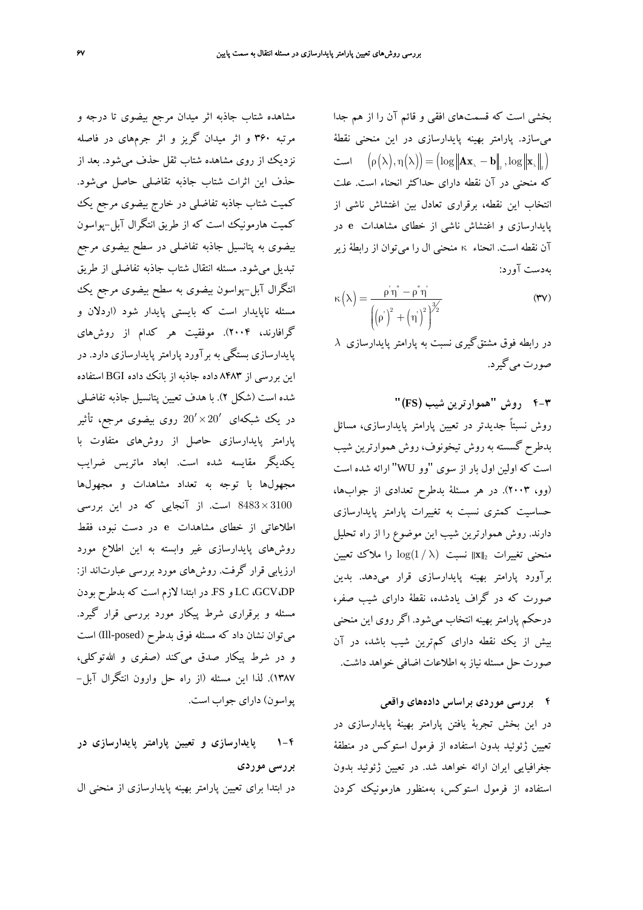بخشی است که قسمت‌های افقی و قائم آن را از هم جدا می‌سازد. پارامتر بهینه پایدارسازی در این منحنی نقطهٔ $\left(\rho(\lambda),\eta(\lambda)\right)=\left(\log\left\|\mathbf{A}\mathbf{x}_{\lambda}-\mathbf{b}\right\|_{2},\log\left\|\mathbf{x}_{\lambda}\right\|_{2}\right)$ است که منحنی در آن نقطه دارای حداکثر انحناء است. علت انتخاب این نقطه، برقراری تعادل بین اغتشاش ناشی از پایدارسازی و اغتشاش ناشی از خطای مشاهدات $\mathbf{e}$ در آن نقطه است. انحناء $\kappa$ منحنی ال را می‌توان از رابطهٔ زیر به‌دست آورد:

$$\kappa(\lambda)=\frac{\rho'\eta''-\rho''\eta'}{\left((\rho')^{2}+(\eta')^{2}\right)^{3/2}} \tag{۳۷}$$

در رابطه فوق مشتق‌گیری نسبت به پارامتر پایدارسازی $\lambda$ صورت می‌گیرد.

### ۳-۴ روش "هموارترین شیب (FS)"

روش نسبتاً جدیدتر در تعیین پارامتر پایدارسازی، مسائل بدطرح گسسته به روش تیخونوف، روش هموارترین شیب است که اولین اول بار از سوی "وو WU" ارائه شده است (وو، ۲۰۰۳). در هر مسئلهٔ بدطرح تعدادی از جواب‌ها، حساسیت کمتری نسبت به تغییرات پارامتر پایدارسازی دارند. روش هموارترین شیب این موضوع را از راه تحلیل منحنی تغییرات $\|\mathbf{x}\|_2$ نسبت $\log(1/\lambda)$ را ملاک تعیین برآورد پارامتر بهینه پایدارسازی قرار می‌دهد. بدین صورت که در گراف یادشده، نقطهٔ دارای شیب صفر، درحکم پارامتر بهینه انتخاب می‌شود. اگر روی این منحنی بیش از یک نقطه دارای کم‌ترین شیب باشد، در آن صورت حل مسئله نیاز به اطلاعات اضافی خواهد داشت.

## ۴ بررسی موردی براساس داده‌های واقعی

در این بخش تجربهٔ یافتن پارامتر بهینهٔ پایدارسازی در تعیین ژئوئید بدون استفاده از فرمول استوکس در منطقهٔ جغرافیایی ایران ارائه خواهد شد. در تعیین ژئوئید بدون استفاده از فرمول استوکس، به‌منظور هارمونیک کردن مشاهده شتاب جاذبه اثر میدان مرجع بیضوی تا درجه و مرتبه ۳۶۰ و اثر میدان گریز و اثر جرم‌های در فاصله نزدیک از روی مشاهده شتاب ثقل حذف می‌شود. بعد از حذف این اثرات شتاب جاذبه تفاضلی حاصل می‌شود. کمیت شتاب جاذبه تفاضلی در خارج بیضوی مرجع یک کمیت هارمونیک است که از طریق انتگرال آبل-پواسون بیضوی به پتانسیل جاذبه تفاضلی در سطح بیضوی مرجع تبدیل می‌شود. مسئله انتقال شتاب جاذبه تفاضلی از طریق انتگرال آبل-پواسون بیضوی به سطح بیضوی مرجع یک مسئله ناپایدار است که بایستی پایدار شود (اردلان و گرافارند، ۲۰۰۴). موفقیت هر کدام از روش‌های پایدارسازی بستگی به برآورد پارامتر پایدارسازی دارد. در این بررسی از ۸۴۸۳ داده جاذبه از بانک داده BGI استفاده شده است (شکل ۲). با هدف تعیین پتانسیل جاذبه تفاضلی در یک شبکه‌ای $20'\times 20'$ روی بیضوی مرجع، تأثیر پارامتر پایدارسازی حاصل از روش‌های متفاوت با یکدیگر مقایسه شده است. ابعاد ماتریس ضرایب مجهول‌ها با توجه به تعداد مشاهدات و مجهول‌ها $8483\times 3100$ است. از آنجایی که در این بررسی اطلاعاتی از خطای مشاهدات $\mathbf{e}$ در دست نبود، فقط روش‌های پایدارسازی غیر وابسته به این اطلاع مورد ارزیابی قرار گرفت. روش‌های مورد بررسی عبارت‌اند از: DP، GCV، LC و FS. در ابتدا لازم است که بدطرح بودن مسئله و برقراری شرط پیکار مورد بررسی قرار گیرد. می‌توان نشان داد که مسئله فوق بدطرح (Ill-posed) است و در شرط پیکار صدق می‌کند (صفری و الله‌توکلی، ۱۳۸۷). لذا این مسئله (از راه حل وارون انتگرال آبل-پواسون) دارای جواب است.

### ۴-۱ پایدارسازی و تعیین پارامتر پایدارسازی در بررسی موردی

در ابتدا برای تعیین پارامتر بهینه پایدارسازی از منحنی ال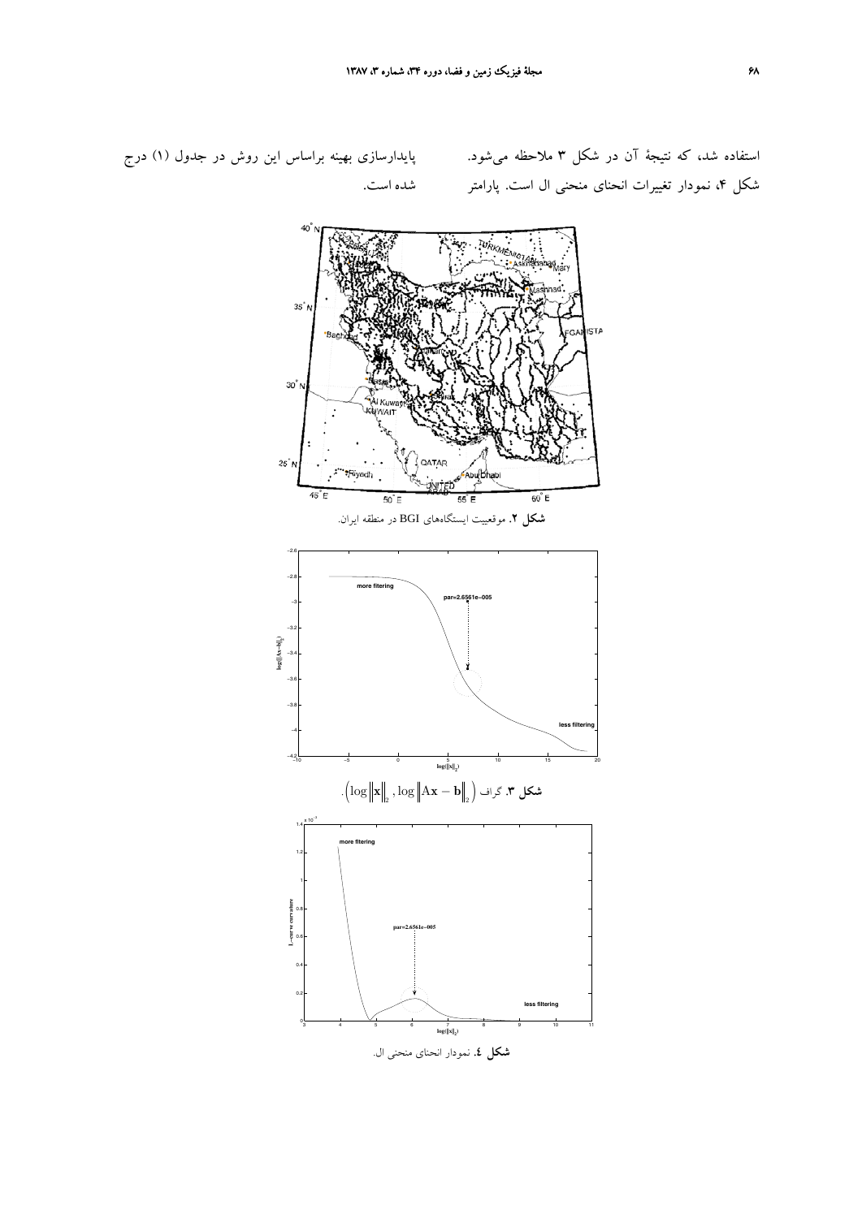استفاده شد، که نتیجهٔ آن در شکل ۳ ملاحظه می‌شود. شکل ۴، نمودار تغییرات انحنای منحنی ال است. پارامتر پایدارسازی بهینه براساس این روش در جدول (۱) درج شده است.

**شکل ۲**. موقعیت ایستگاه‌های BGI در منطقه ایران.

**شکل ۳**. گراف $\left(\log\left\|\mathbf{x}\right\|_2, \log\left\|\mathbf{Ax}-\mathbf{b}\right\|_2\right)$.

**شکل ٤**. نمودار انحنای منحنی ال.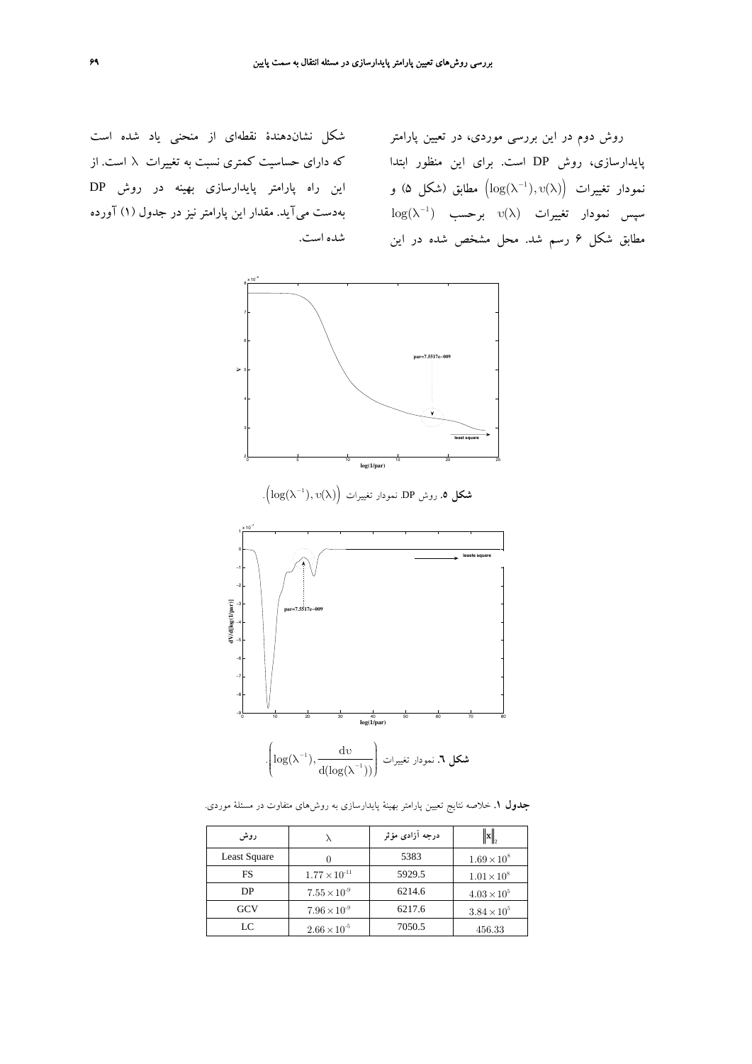روش دوم در این بررسی موردی، در تعیین پارامتر پایدارسازی، روش DP است. برای این منظور ابتدا نمودار تغییرات $\left(\log(\lambda^{-1}), \upsilon(\lambda)\right)$ مطابق (شکل ۵) و سپس نمودار تغییرات $\upsilon(\lambda)$ برحسب $\log(\lambda^{-1})$ مطابق شکل ۶ رسم شد. محل مشخص شده در این شکل نشان‌دهندهٔ نقطه‌ای از منحنی یاد شده است که دارای حساسیت کمتری نسبت به تغییرات $\lambda$ است. از این راه پارامتر پایدارسازی بهینه در روش DP به‌دست می‌آید. مقدار این پارامتر نیز در جدول (۱) آورده شده است.

**شکل ۵.** روش DP. نمودار تغییرات $\left(\log(\lambda^{-1}), \upsilon(\lambda)\right)$.

**شکل ٦.** نمودار تغییرات $\left(\log(\lambda^{-1}), \dfrac{d\upsilon}{d(\log(\lambda^{-1}))}\right)$.

**جدول ۱.** خلاصه نتایج تعیین پارامتر بهینهٔ پایدارسازی به روش‌های متفاوت در مسئلهٔ موردی.

| روش | $\lambda$ | درجه آزادی مؤثر | $\lVert x \rVert_2$ |
|---|---|---|---|
| Least Square | $0$ | 5383 | $1.69 \times 10^{8}$ |
| FS | $1.77 \times 10^{-11}$ | 5929.5 | $1.01 \times 10^{8}$ |
| DP | $7.55 \times 10^{-9}$ | 6214.6 | $4.03 \times 10^{5}$ |
| GCV | $7.96 \times 10^{-9}$ | 6217.6 | $3.84 \times 10^{5}$ |
| LC | $2.66 \times 10^{-5}$ | 7050.5 | 456.33 |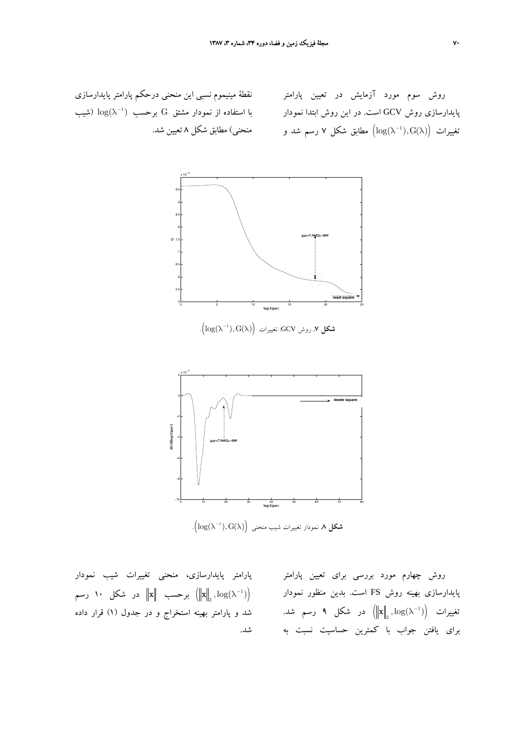روش سوم مورد آزمایش در تعیین پارامتر پایدارسازی روش GCV است. در این روش ابتدا نمودار تغییرات $\left(\log(\lambda^{-1}), G(\lambda)\right)$ مطابق شکل ۷ رسم شد و نقطهٔ مینیموم نسبی این منحنی درحکم پارامتر پایدارسازی با استفاده از نمودار مشتق G برحسب $\log(\lambda^{-1})$ (شیب منحنی) مطابق شکل ۸ تعیین شد.

**شکل ۷.** روش GCV: تغییرات $\left(\log(\lambda^{-1}), G(\lambda)\right)$.

**شکل ۸.** نمودار تغییرات شیب منحنی $\left(\log(\lambda^{-1}), G(\lambda)\right)$.

روش چهارم مورد بررسی برای تعیین پارامتر پایدارسازی بهینه روش FS است. بدین منظور نمودار تغییرات $\left(\|\mathbf{x}\|_2, \log(\lambda^{-1})\right)$ در شکل ۹ رسم شد. برای یافتن جواب با کمترین حساسیت نسبت به پارامتر پایدارسازی، منحنی تغییرات شیب نمودار $\left(\|\mathbf{x}\|_2, \log(\lambda^{-1})\right)$ برحسب $\|\mathbf{x}\|$ در شکل ۱۰ رسم شد و پارامتر بهینه استخراج و در جدول (۱) قرار داده شد.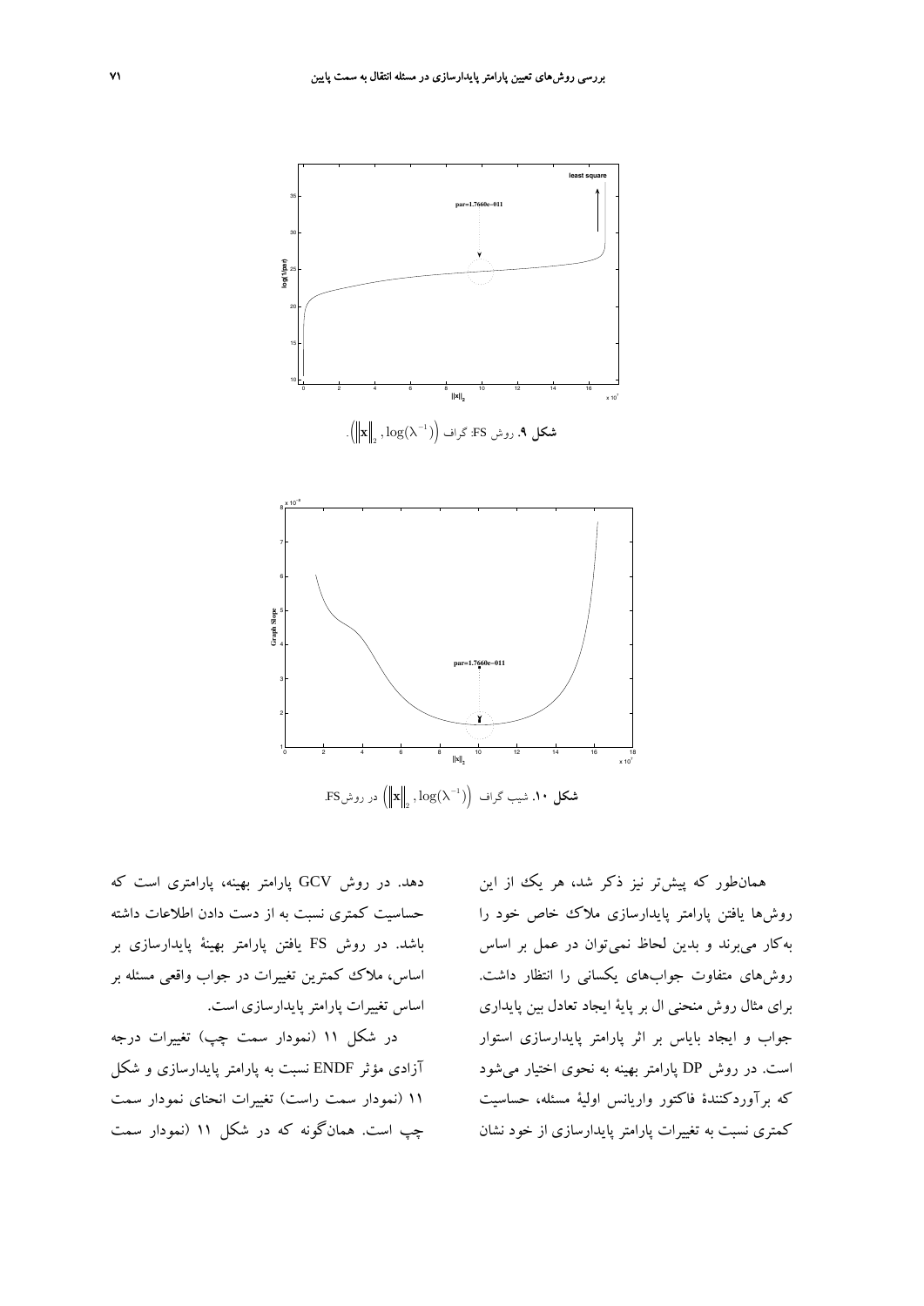**شکل ۹.** روش FS: گراف $\left(\left\|\mathbf{x}\right\|_2, \log(\lambda^{-1})\right)$.

**شکل ۱۰.** شیب گراف $\left(\left\|\mathbf{x}\right\|_2, \log(\lambda^{-1})\right)$ در روش FS.

همان‌طور که پیش‌تر نیز ذکر شد، هر یک از این روش‌ها یافتن پارامتر پایدارسازی ملاک خاص خود را به‌کار می‌برند و بدین لحاظ نمی‌توان در عمل بر اساس روش‌های متفاوت جواب‌های یکسانی را انتظار داشت. برای مثال روش منحنی ال بر پایهٔ ایجاد تعادل بین پایداری جواب و ایجاد بایاس بر اثر پارامتر پایدارسازی استوار است. در روش DP پارامتر بهینه به نحوی اختیار می‌شود که برآوردکنندهٔ فاکتور واریانس اولیهٔ مسئله، حساسیت کمتری نسبت به تغییرات پارامتر پایدارسازی از خود نشان دهد. در روش GCV پارامتر بهینه، پارامتری است که حساسیت کمتری نسبت به از دست دادن اطلاعات داشته باشد. در روش FS یافتن پارامتر بهینهٔ پایدارسازی بر اساس، ملاک کمترین تغییرات در جواب واقعی مسئله بر اساس تغییرات پارامتر پایدارسازی است.

در شکل ۱۱ (نمودار سمت چپ) تغییرات درجه آزادی مؤثر ENDF نسبت به پارامتر پایدارسازی و شکل ۱۱ (نمودار سمت راست) تغییرات انحنای نمودار سمت چپ است. همان‌گونه که در شکل ۱۱ (نمودار سمت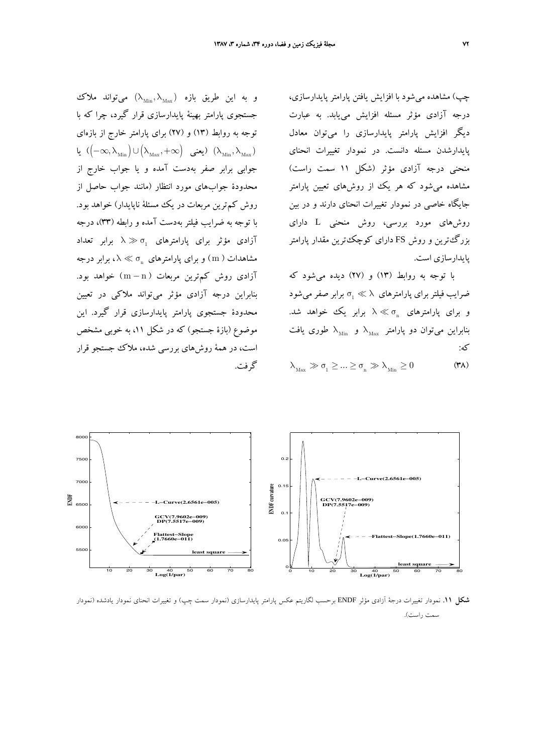چپ) مشاهده می‌شود با افزایش یافتن پارامتر پایدارسازی، درجه آزادی مؤثر مسئله افزایش می‌یابد. به عبارت دیگر افزایش پارامتر پایدارسازی را می‌توان معادل پایدارشدن مسئله دانست. در نمودار تغییرات انحنای منحنی درجه آزادی مؤثر (شکل ۱۱ سمت راست) مشاهده می‌شود که هر یک از روش‌های تعیین پارامتر جایگاه خاصی در نمودار تغییرات انحنای دارند و در بین روش‌های مورد بررسی، روش منحنی L دارای بزرگ‌ترین و روش FS دارای کوچک‌ترین مقدار پارامتر پایدارسازی است.

با توجه به روابط (۱۳) و (۲۷) دیده می‌شود که ضرایب فیلتر برای پارامترهای $\lambda \gg \sigma_1$ برابر صفر می‌شود و برای پارامترهای $\lambda \ll \sigma_n$ برابر یک خواهد شد. بنابراین می‌توان دو پارامتر $\lambda_{Max}$ و $\lambda_{Min}$ طوری یافت که:

$$\lambda_{Max} \gg \sigma_1 \geq ... \geq \sigma_n \gg \lambda_{Min} \geq 0 \qquad (۳۸)$$

و به این طریق بازه $(\lambda_{Min}, \lambda_{Max})$ می‌تواند ملاک جستجوی پارامتر بهینهٔ پایدارسازی قرار گیرد، چرا که با توجه به روابط (۱۳) و (۲۷) برای پارامتر خارج از بازه‌ای $(\lambda_{Min}, \lambda_{Max})$ (یعنی $(-\infty, \lambda_{Min}) \cup (\lambda_{Max}, +\infty)$) یا جوابی برابر صفر به‌دست آمده و یا جواب خارج از محدودهٔ جواب‌های مورد انتظار (مانند جواب حاصل از روش کم‌ترین مربعات در یک مسئلهٔ ناپایدار) خواهد بود. با توجه به ضرایب فیلتر به‌دست آمده و رابطه (۳۳)، درجه آزادی مؤثر برای پارامترهای $\lambda \gg \sigma_1$ برابر تعداد مشاهدات ($m$) و برای پارامترهای $\lambda \ll \sigma_n$، برابر درجه آزادی روش کم‌ترین مربعات ($m - n$) خواهد بود. بنابراین درجه آزادی مؤثر می‌تواند ملاکی در تعیین محدودهٔ جستجوی پارامتر پایدارسازی قرار گیرد. این موضوع (بازهٔ جستجو) که در شکل ۱۱، به خوبی مشخص است، در همهٔ روش‌های بررسی شده، ملاک جستجو قرار گرفت.

**شکل ۱۱.** نمودار تغییرات درجهٔ آزادی مؤثر ENDF برحسب لگاریتم عکس پارامتر پایدارسازی (نمودار سمت چپ) و تغییرات انحنای نمودار یادشده (نمودار سمت راست).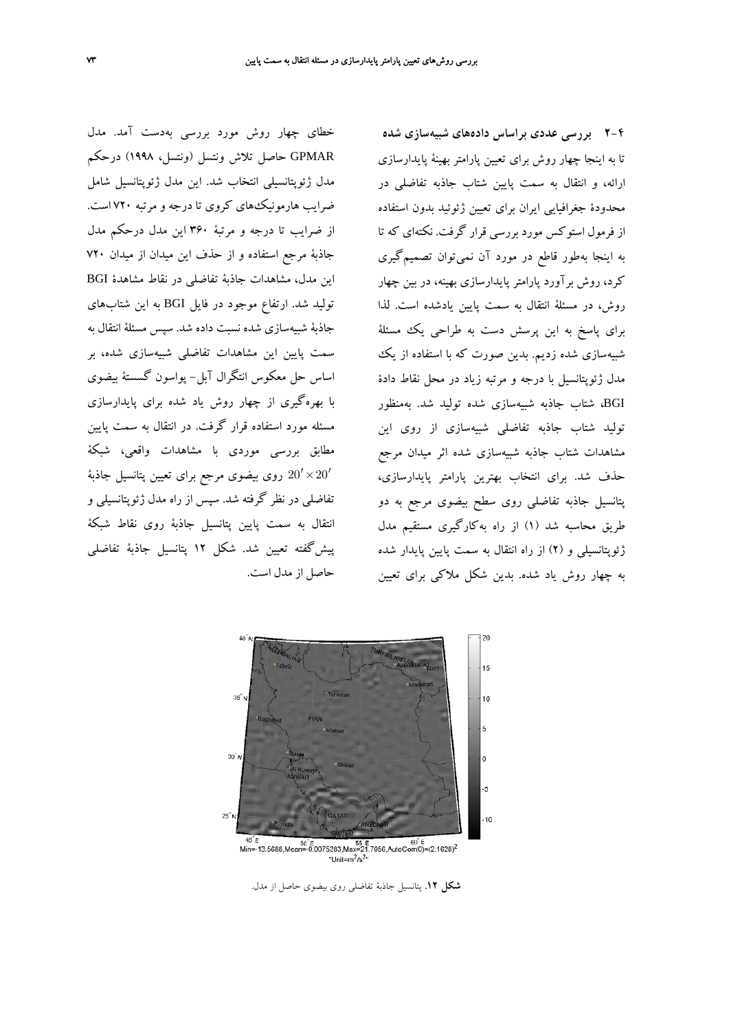### ۴-۲ بررسی عددی براساس داده‌های شبیه‌سازی شده

تا به اینجا چهار روش برای تعیین پارامتر بهینهٔ پایدارسازی ارائه، و انتقال به سمت پایین شتاب جاذبه تفاضلی در محدودهٔ جغرافیایی ایران برای تعیین ژئوئید بدون استفاده از فرمول استوکس مورد بررسی قرار گرفت. نکته‌ای که تا به اینجا به‌طور قاطع در مورد آن نمی‌توان تصمیم‌گیری کرد، روش برآورد پارامتر پایدارسازی بهینه، در بین چهار روش، در مسئلهٔ انتقال به سمت پایین یادشده است. لذا برای پاسخ به این پرسش دست به طراحی یک مسئلهٔ شبیه‌سازی شده زدیم. بدین صورت که با استفاده از یک مدل ژئوپتانسیل با درجه و مرتبه زیاد در محل نقاط دادهٔ BGI، شتاب جاذبه شبیه‌سازی شده تولید شد. به‌منظور تولید شتاب جاذبه تفاضلی شبیه‌سازی از روی این مشاهدات شتاب جاذبه شبیه‌سازی شده اثر میدان مرجع حذف شد. برای انتخاب بهترین پارامتر پایدارسازی، پتانسیل جاذبه تفاضلی روی سطح بیضوی مرجع به دو طریق محاسبه شد (۱) از راه به‌کارگیری مستقیم مدل ژئوپتانسیلی و (۲) از راه انتقال به سمت پایین پایدار شده به چهار روش یاد شده. بدین شکل ملاکی برای تعیین خطای چهار روش مورد بررسی به‌دست آمد. مدل GPMAR حاصل تلاش ونتسل (ونتسل، ۱۹۹۸) درحکم مدل ژئوپتانسیلی انتخاب شد. این مدل ژئوپتانسیل شامل ضرایب هارمونیک‌های کروی تا درجه و مرتبه ۷۲۰ است. از ضرایب تا درجه و مرتبهٔ ۳۶۰ این مدل درحکم مدل جاذبهٔ مرجع استفاده و از حذف این میدان از میدان ۷۲۰ این مدل، مشاهدات جاذبهٔ تفاضلی در نقاط مشاهدهٔ BGI تولید شد. ارتفاع موجود در فایل BGI به این شتاب‌های جاذبهٔ شبیه‌سازی شده نسبت داده شد. سپس مسئلهٔ انتقال به سمت پایین این مشاهدات تفاضلی شبیه‌سازی شده، بر اساس حل معکوس انتگرال آبل- پواسون گسستهٔ بیضوی با بهره‌گیری از چهار روش یاد شده برای پایدارسازی مسئله مورد استفاده قرار گرفت. در انتقال به سمت پایین مطابق بررسی موردی با مشاهدات واقعی، شبکهٔ $20' \times 20'$ روی بیضوی مرجع برای تعیین پتانسیل جاذبهٔ تفاضلی در نظر گرفته شد. سپس از راه مدل ژئوپتانسیلی و انتقال به سمت پایین پتانسیل جاذبهٔ روی نقاط شبکهٔ پیش‌گفته تعیین شد. شکل ۱۲ پتانسیل جاذبهٔ تفاضلی حاصل از مدل است.

Min=-13.5666,Mean=-0.0075283,Max=21.7056,AutoCorr(0)=(2.1626)$^2$
"Unit=m$^2$/s$^2$"

**شکل ۱۲.** پتانسیل جاذبهٔ تفاضلی روی بیضوی حاصل از مدل.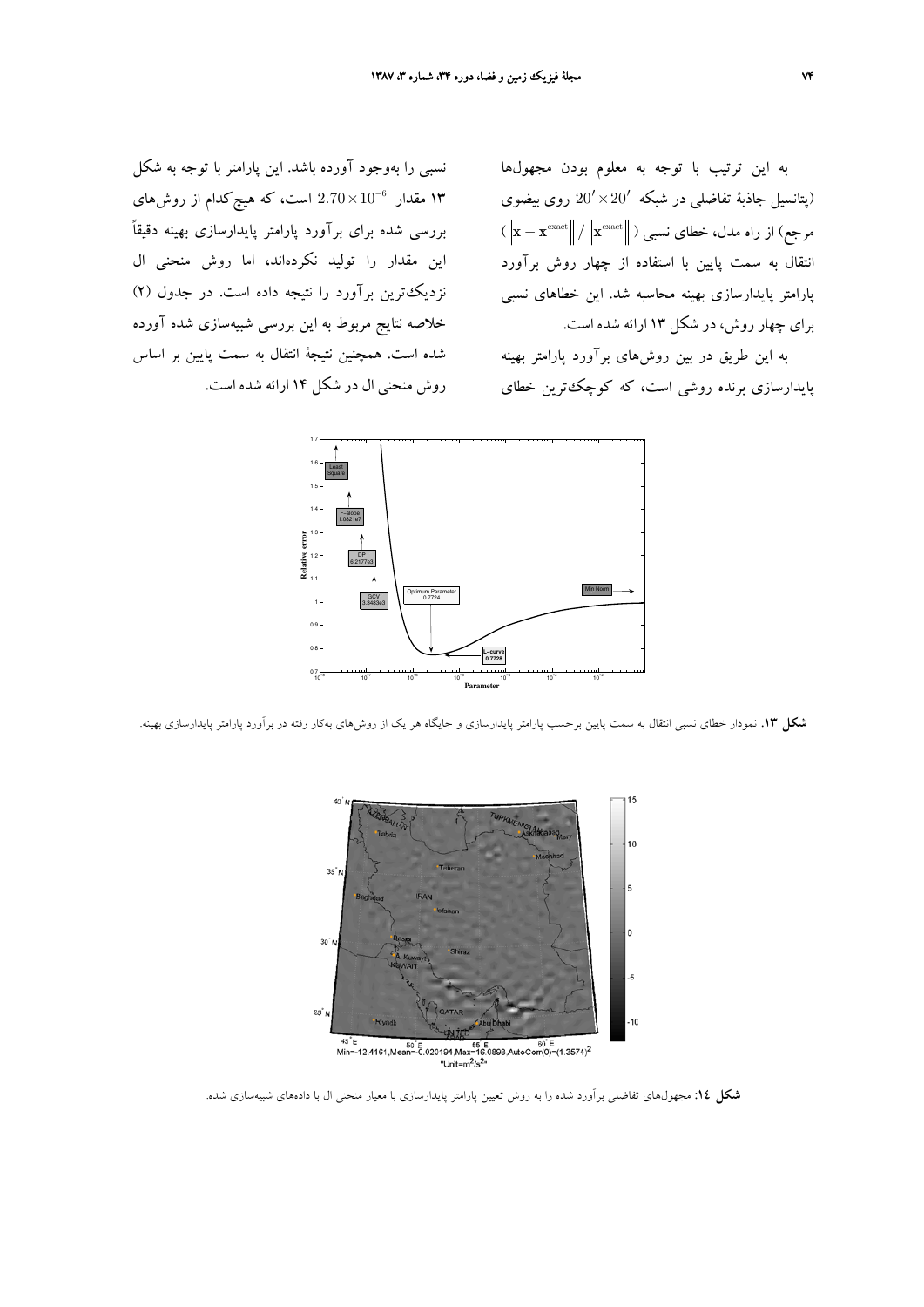به این ترتیب با توجه به معلوم بودن مجهول‌ها (پتانسیل جاذبهٔ تفاضلی در شبکه $20' \times 20'$ روی بیضوی مرجع) از راه مدل، خطای نسبی ($\left\|\mathbf{x}-\mathbf{x}^{\text{exact}}\right\| / \left\|\mathbf{x}^{\text{exact}}\right\|$) انتقال به سمت پایین با استفاده از چهار روش برآورد پارامتر پایدارسازی بهینه محاسبه شد. این خطاهای نسبی برای چهار روش، در شکل ۱۳ ارائه شده است.

به این طریق در بین روش‌های برآورد پارامتر بهینه پایدارسازی برنده روشی است، که کوچک‌ترین خطای نسبی را به‌وجود آورده باشد. این پارامتر با توجه به شکل ۱۳ مقدار $2.70 \times 10^{-6}$ است، که هیچ‌کدام از روش‌های بررسی شده برای برآورد پارامتر پایدارسازی بهینه دقیقاً این مقدار را تولید نکرده‌اند، اما روش منحنی ال نزدیک‌ترین برآورد را نتیجه داده است. در جدول (۲) خلاصه نتایج مربوط به این بررسی شبیه‌سازی شده آورده شده است. همچنین نتیجهٔ انتقال به سمت پایین بر اساس روش منحنی ال در شکل ۱۴ ارائه شده است.

**شکل ۱۳.** نمودار خطای نسبی انتقال به سمت پایین برحسب پارامتر پایدارسازی و جایگاه هر یک از روش‌های به‌کار رفته در برآورد پارامتر پایدارسازی بهینه.

**شکل ۱۴:** مجهول‌های تفاضلی برآورد شده را به روش تعیین پارامتر پایدارسازی با معیار منحنی ال با داده‌های شبیه‌سازی شده.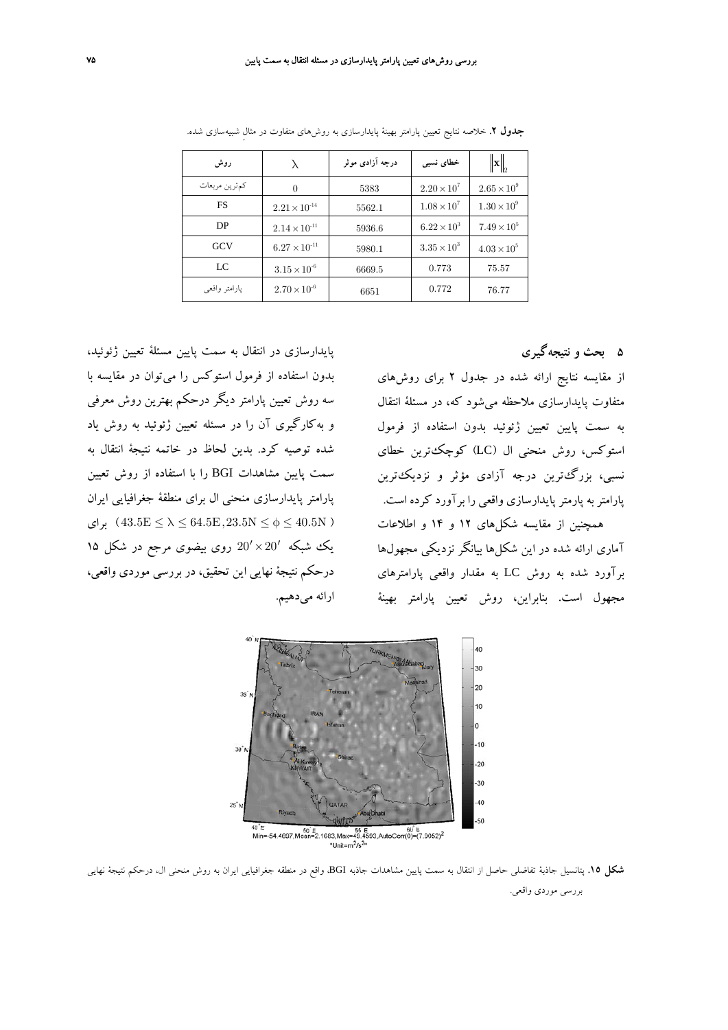**جدول ۲.** خلاصه نتایج تعیین پارامتر بهینهٔ پایدارسازی به روش‌های متفاوت در مثال شبیه‌سازی شده.

| روش | $\lambda$ | درجه آزادی موثر | خطای نسبی | $\|\mathbf{x}\|_2$ |
|---|---|---|---|---|
| کم‌ترین مربعات | $0$ | 5383 | $2.20\times10^{7}$ | $2.65\times10^{9}$ |
| FS | $2.21\times10^{-14}$ | 5562.1 | $1.08\times10^{7}$ | $1.30\times10^{9}$ |
| DP | $2.14\times10^{-11}$ | 5936.6 | $6.22\times10^{3}$ | $7.49\times10^{5}$ |
| GCV | $6.27\times10^{-11}$ | 5980.1 | $3.35\times10^{3}$ | $4.03\times10^{5}$ |
| LC | $3.15\times10^{-6}$ | 6669.5 | 0.773 | 75.57 |
| پارامتر واقعی | $2.70\times10^{-6}$ | 6651 | 0.772 | 76.77 |

## ۵ بحث و نتیجه‌گیری

از مقایسه نتایج ارائه شده در جدول ۲ برای روش‌های متفاوت پایدارسازی ملاحظه می‌شود که، در مسئلهٔ انتقال به سمت پایین تعیین ژئوئید بدون استفاده از فرمول استوکس، روش منحنی ال (LC) کوچک‌ترین خطای نسبی، بزرگ‌ترین درجه آزادی مؤثر و نزدیک‌ترین پارامتر به پارمتر پایدارسازی واقعی را برآورد کرده است.

همچنین از مقایسه شکل‌های ۱۲ و ۱۴ و اطلاعات آماری ارائه شده در این شکل‌ها بیانگر نزدیکی مجهول‌ها برآورد شده به روش LC به مقدار واقعی پارامترهای مجهول است. بنابراین، روش تعیین پارامتر بهینهٔ پایدارسازی در انتقال به سمت پایین مسئلهٔ تعیین ژئوئید، بدون استفاده از فرمول استوکس را می‌توان در مقایسه با سه روش تعیین پارامتر دیگر درحکم بهترین روش معرفی و به‌کارگیری آن را در مسئله تعیین ژئوئید به روش یاد شده توصیه کرد. بدین لحاظ در خاتمه نتیجهٔ انتقال به سمت پایین مشاهدات BGI را با استفاده از روش تعیین پارامتر پایدارسازی منحنی ال برای منطقهٔ جغرافیایی ایران ($43.5\text{E} \le \lambda \le 64.5\text{E}, 23.5\text{N} \le \phi \le 40.5\text{N}$) برای یک شبکه $20' \times 20'$ روی بیضوی مرجع در شکل ۱۵ درحکم نتیجهٔ نهایی این تحقیق، در بررسی موردی واقعی، ارائه می‌دهیم.

**شکل ۱۵.** پتانسیل جاذبهٔ تفاضلی حاصل از انتقال به سمت پایین مشاهدات جاذبه BGI، واقع در منطقه جغرافیایی ایران به روش منحنی ال، درحکم نتیجهٔ نهایی بررسی موردی واقعی.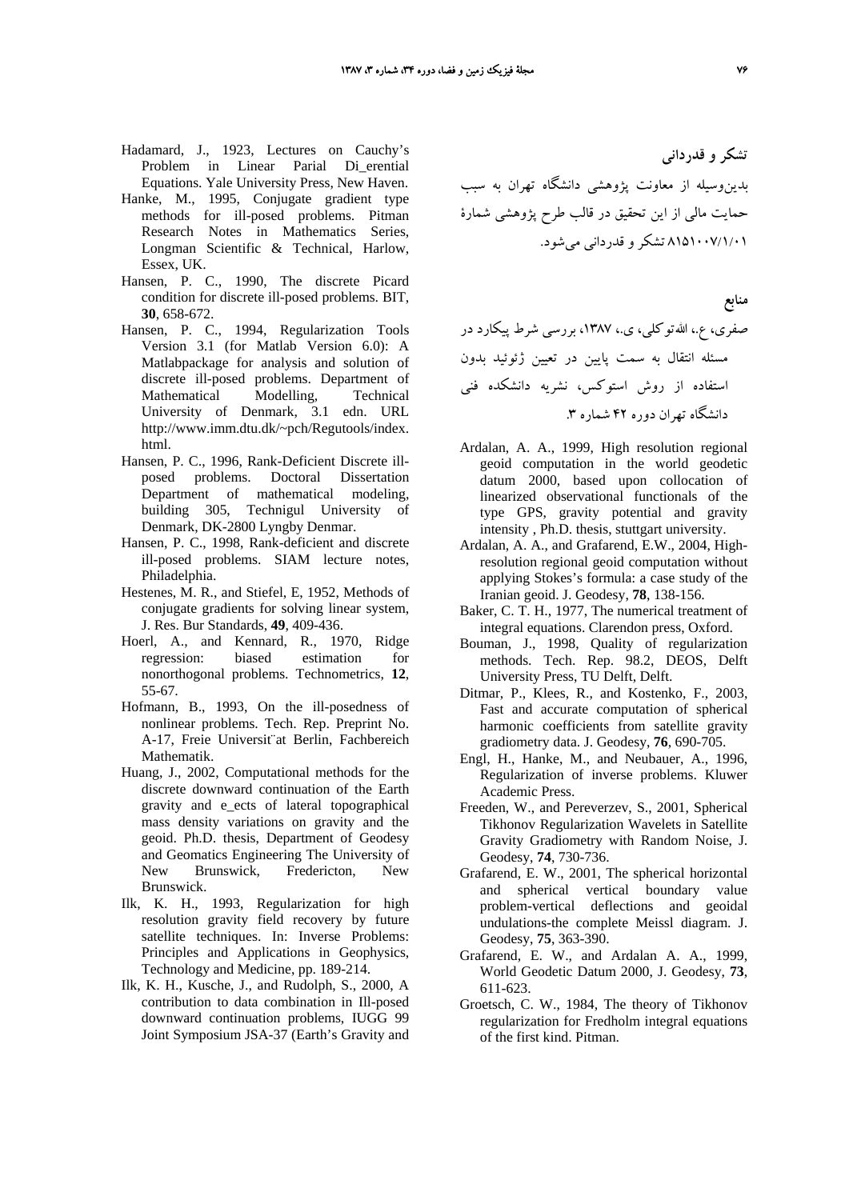## تشکر و قدردانی

بدین‌وسیله از معاونت پژوهشی دانشگاه تهران به سبب حمایت مالی از این تحقیق در قالب طرح پژوهشی شمارهٔ ۸۱۵۱۰۰۷/۱/۰۱ تشکر و قدردانی می‌شود.

## منابع

صفری، ع.، الله‌توکلی، ی.، ۱۳۸۷، بررسی شرط پیکارد در مسئله انتقال به سمت پایین در تعیین ژئوئید بدون استفاده از روش استوکس، نشریه دانشکده فنی دانشگاه تهران دوره ۴۲ شماره ۳.

- Ardalan, A. A., 1999, High resolution regional geoid computation in the world geodetic datum 2000, based upon collocation of linearized observational functionals of the type GPS, gravity potential and gravity intensity , Ph.D. thesis, stuttgart university.
- Ardalan, A. A., and Grafarend, E.W., 2004, High-resolution regional geoid computation without applying Stokes's formula: a case study of the Iranian geoid. J. Geodesy, **78**, 138-156.
- Baker, C. T. H., 1977, The numerical treatment of integral equations. Clarendon press, Oxford.
- Bouman, J., 1998, Quality of regularization methods. Tech. Rep. 98.2, DEOS, Delft University Press, TU Delft, Delft.
- Ditmar, P., Klees, R., and Kostenko, F., 2003, Fast and accurate computation of spherical harmonic coefficients from satellite gravity gradiometry data. J. Geodesy, **76**, 690-705.
- Engl, H., Hanke, M., and Neubauer, A., 1996, Regularization of inverse problems. Kluwer Academic Press.
- Freeden, W., and Pereverzev, S., 2001, Spherical Tikhonov Regularization Wavelets in Satellite Gravity Gradiometry with Random Noise, J. Geodesy, **74**, 730-736.
- Grafarend, E. W., 2001, The spherical horizontal and spherical vertical boundary value problem-vertical deflections and geoidal undulations-the complete Meissl diagram. J. Geodesy, **75**, 363-390.
- Grafarend, E. W., and Ardalan A. A., 1999, World Geodetic Datum 2000, J. Geodesy, **73**, 611-623.
- Groetsch, C. W., 1984, The theory of Tikhonov regularization for Fredholm integral equations of the first kind. Pitman.
- Hadamard, J., 1923, Lectures on Cauchy's Problem in Linear Parial Di_erential Equations. Yale University Press, New Haven.
- Hanke, M., 1995, Conjugate gradient type methods for ill-posed problems. Pitman Research Notes in Mathematics Series, Longman Scientific & Technical, Harlow, Essex, UK.
- Hansen, P. C., 1990, The discrete Picard condition for discrete ill-posed problems. BIT, **30**, 658-672.
- Hansen, P. C., 1994, Regularization Tools Version 3.1 (for Matlab Version 6.0): A Matlabpackage for analysis and solution of discrete ill-posed problems. Department of Mathematical Modelling, Technical University of Denmark, 3.1 edn. URL http://www.imm.dtu.dk/~pch/Regutools/index.html.
- Hansen, P. C., 1996, Rank-Deficient Discrete ill-posed problems. Doctoral Dissertation Department of mathematical modeling, building 305, Technigul University of Denmark, DK-2800 Lyngby Denmar.
- Hansen, P. C., 1998, Rank-deficient and discrete ill-posed problems. SIAM lecture notes, Philadelphia.
- Hestenes, M. R., and Stiefel, E, 1952, Methods of conjugate gradients for solving linear system, J. Res. Bur Standards, **49**, 409-436.
- Hoerl, A., and Kennard, R., 1970, Ridge regression: biased estimation for nonorthogonal problems. Technometrics, **12**, 55-67.
- Hofmann, B., 1993, On the ill-posedness of nonlinear problems. Tech. Rep. Preprint No. A-17, Freie Universit¨at Berlin, Fachbereich Mathematik.
- Huang, J., 2002, Computational methods for the discrete downward continuation of the Earth gravity and e_ects of lateral topographical mass density variations on gravity and the geoid. Ph.D. thesis, Department of Geodesy and Geomatics Engineering The University of New Brunswick, Fredericton, New Brunswick.
- Ilk, K. H., 1993, Regularization for high resolution gravity field recovery by future satellite techniques. In: Inverse Problems: Principles and Applications in Geophysics, Technology and Medicine, pp. 189-214.
- Ilk, K. H., Kusche, J., and Rudolph, S., 2000, A contribution to data combination in Ill-posed downward continuation problems, IUGG 99 Joint Symposium JSA-37 (Earth's Gravity and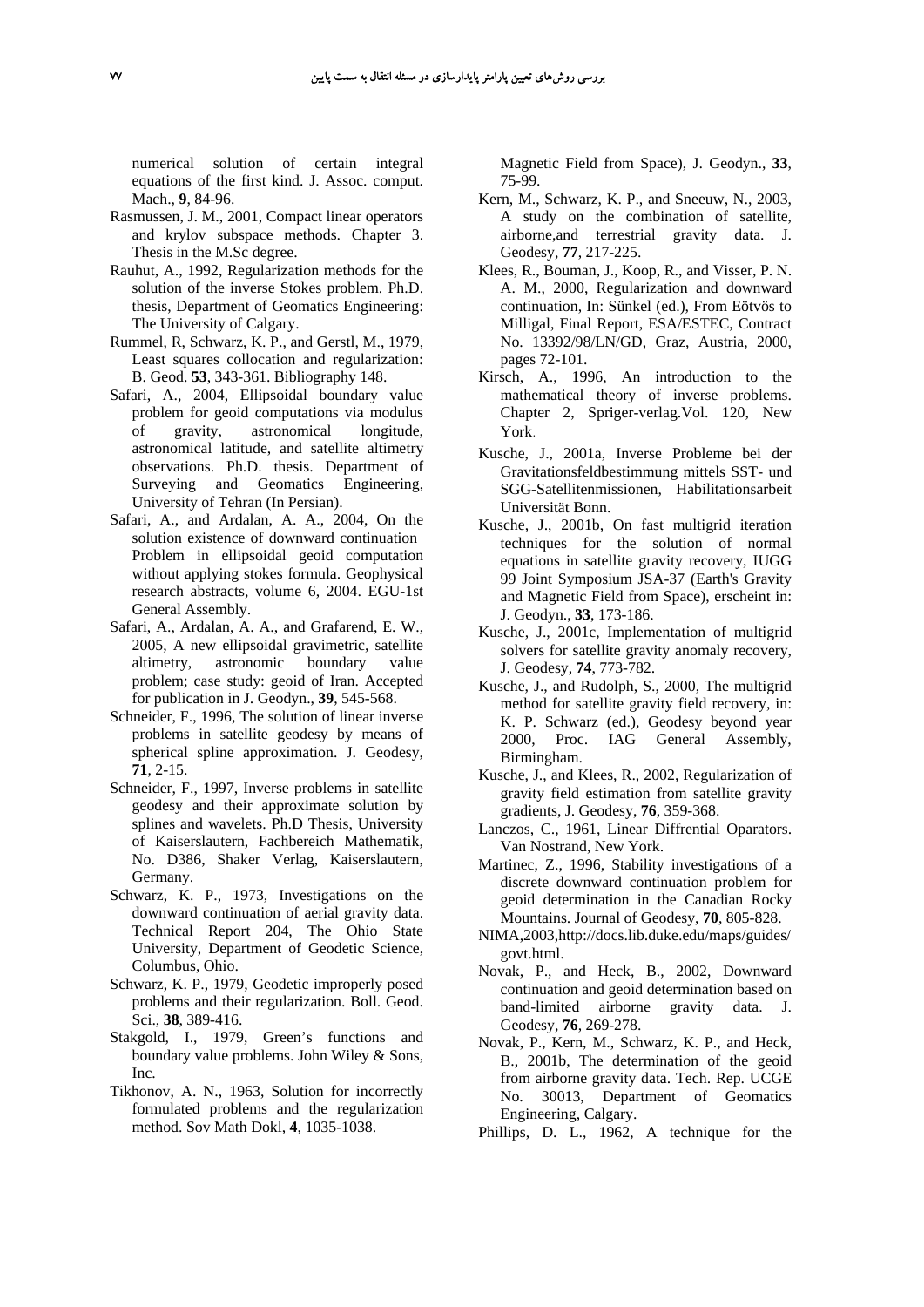numerical solution of certain integral equations of the first kind. J. Assoc. comput. Mach., **9**, 84-96.

Rasmussen, J. M., 2001, Compact linear operators and krylov subspace methods. Chapter 3. Thesis in the M.Sc degree.

Rauhut, A., 1992, Regularization methods for the solution of the inverse Stokes problem. Ph.D. thesis, Department of Geomatics Engineering: The University of Calgary.

Rummel, R, Schwarz, K. P., and Gerstl, M., 1979, Least squares collocation and regularization: B. Geod. **53**, 343-361. Bibliography 148.

Safari, A., 2004, Ellipsoidal boundary value problem for geoid computations via modulus of gravity, astronomical longitude, astronomical latitude, and satellite altimetry observations. Ph.D. thesis. Department of Surveying and Geomatics Engineering, University of Tehran (In Persian).

Safari, A., and Ardalan, A. A., 2004, On the solution existence of downward continuation Problem in ellipsoidal geoid computation without applying stokes formula. Geophysical research abstracts, volume 6, 2004. EGU-1st General Assembly.

Safari, A., Ardalan, A. A., and Grafarend, E. W., 2005, A new ellipsoidal gravimetric, satellite altimetry, astronomic boundary value problem; case study: geoid of Iran. Accepted for publication in J. Geodyn., **39**, 545-568.

Schneider, F., 1996, The solution of linear inverse problems in satellite geodesy by means of spherical spline approximation. J. Geodesy, **71**, 2-15.

Schneider, F., 1997, Inverse problems in satellite geodesy and their approximate solution by splines and wavelets. Ph.D Thesis, University of Kaiserslautern, Fachbereich Mathematik, No. D386, Shaker Verlag, Kaiserslautern, Germany.

Schwarz, K. P., 1973, Investigations on the downward continuation of aerial gravity data. Technical Report 204, The Ohio State University, Department of Geodetic Science, Columbus, Ohio.

Schwarz, K. P., 1979, Geodetic improperly posed problems and their regularization. Boll. Geod. Sci., **38**, 389-416.

Stakgold, I., 1979, Green's functions and boundary value problems. John Wiley & Sons, Inc.

Tikhonov, A. N., 1963, Solution for incorrectly formulated problems and the regularization method. Sov Math Dokl, **4**, 1035-1038.

Magnetic Field from Space), J. Geodyn., **33**, 75-99.

Kern, M., Schwarz, K. P., and Sneeuw, N., 2003, A study on the combination of satellite, airborne,and terrestrial gravity data. J. Geodesy, **77**, 217-225.

Klees, R., Bouman, J., Koop, R., and Visser, P. N. A. M., 2000, Regularization and downward continuation, In: Sünkel (ed.), From Eötvös to Milligal, Final Report, ESA/ESTEC, Contract No. 13392/98/LN/GD, Graz, Austria, 2000, pages 72-101.

Kirsch, A., 1996, An introduction to the mathematical theory of inverse problems. Chapter 2, Spriger-verlag.Vol. 120, New York.

Kusche, J., 2001a, Inverse Probleme bei der Gravitationsfeldbestimmung mittels SST- und SGG-Satellitenmissionen, Habilitationsarbeit Universität Bonn.

Kusche, J., 2001b, On fast multigrid iteration techniques for the solution of normal equations in satellite gravity recovery, IUGG 99 Joint Symposium JSA-37 (Earth's Gravity and Magnetic Field from Space), erscheint in: J. Geodyn., **33**, 173-186.

Kusche, J., 2001c, Implementation of multigrid solvers for satellite gravity anomaly recovery, J. Geodesy, **74**, 773-782.

Kusche, J., and Rudolph, S., 2000, The multigrid method for satellite gravity field recovery, in: K. P. Schwarz (ed.), Geodesy beyond year 2000, Proc. IAG General Assembly, Birmingham.

Kusche, J., and Klees, R., 2002, Regularization of gravity field estimation from satellite gravity gradients, J. Geodesy, **76**, 359-368.

Lanczos, C., 1961, Linear Diffrential Oparators. Van Nostrand, New York.

Martinec, Z., 1996, Stability investigations of a discrete downward continuation problem for geoid determination in the Canadian Rocky Mountains. Journal of Geodesy, **70**, 805-828.

NIMA,2003,http://docs.lib.duke.edu/maps/guides/govt.html.

Novak, P., and Heck, B., 2002, Downward continuation and geoid determination based on band-limited airborne gravity data. J. Geodesy, **76**, 269-278.

Novak, P., Kern, M., Schwarz, K. P., and Heck, B., 2001b, The determination of the geoid from airborne gravity data. Tech. Rep. UCGE No. 30013, Department of Geomatics Engineering, Calgary.

Phillips, D. L., 1962, A technique for the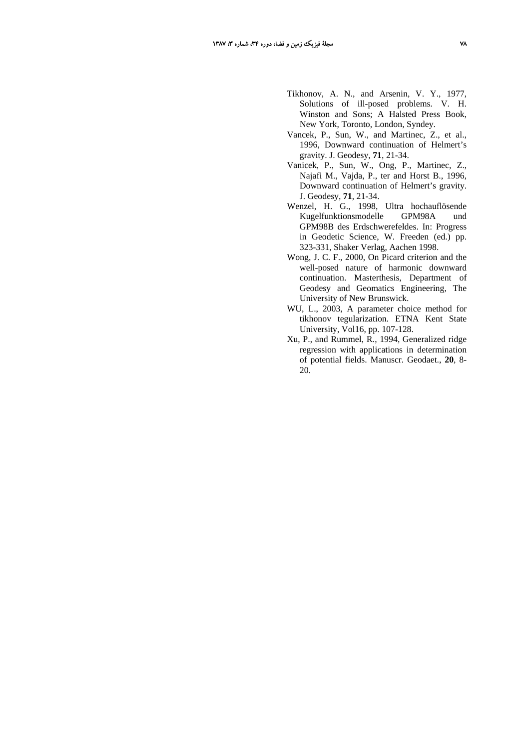Tikhonov, A. N., and Arsenin, V. Y., 1977, Solutions of ill-posed problems. V. H. Winston and Sons; A Halsted Press Book, New York, Toronto, London, Syndey.

Vancek, P., Sun, W., and Martinec, Z., et al., 1996, Downward continuation of Helmert's gravity. J. Geodesy, **71**, 21-34.

Vanicek, P., Sun, W., Ong, P., Martinec, Z., Najafi M., Vajda, P., ter and Horst B., 1996, Downward continuation of Helmert's gravity. J. Geodesy, **71**, 21-34.

Wenzel, H. G., 1998, Ultra hochauflösende Kugelfunktionsmodelle GPM98A und GPM98B des Erdschwerefeldes. In: Progress in Geodetic Science, W. Freeden (ed.) pp. 323-331, Shaker Verlag, Aachen 1998.

Wong, J. C. F., 2000, On Picard criterion and the well-posed nature of harmonic downward continuation. Masterthesis, Department of Geodesy and Geomatics Engineering, The University of New Brunswick.

WU, L., 2003, A parameter choice method for tikhonov tegularization. ETNA Kent State University, Vol16, pp. 107-128.

Xu, P., and Rummel, R., 1994, Generalized ridge regression with applications in determination of potential fields. Manuscr. Geodaet., **20**, 8-20.